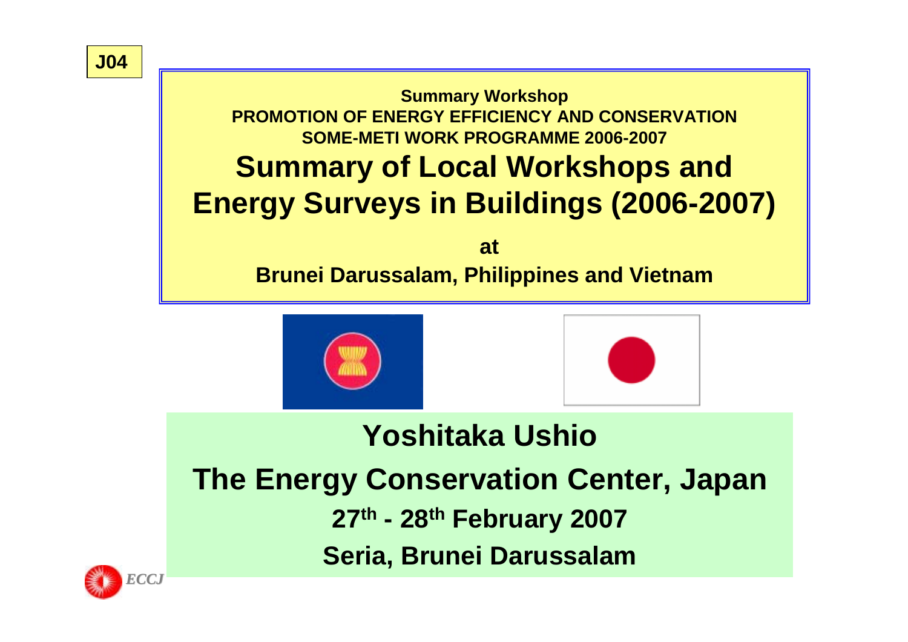J04

**Summary Workshop**
**PROMOTION OF ENERGY EFFICIENCY AND CONSERVATION**
**SOME-METI WORK PROGRAMME 2006-2007**

# Summary of Local Workshops and Energy Surveys in Buildings (2006-2007)

**at**

**Brunei Darussalam, Philippines and Vietnam**

## Yoshitaka Ushio

## The Energy Conservation Center, Japan

**27th - 28th February 2007**

**Seria, Brunei Darussalam**

*ECCJ*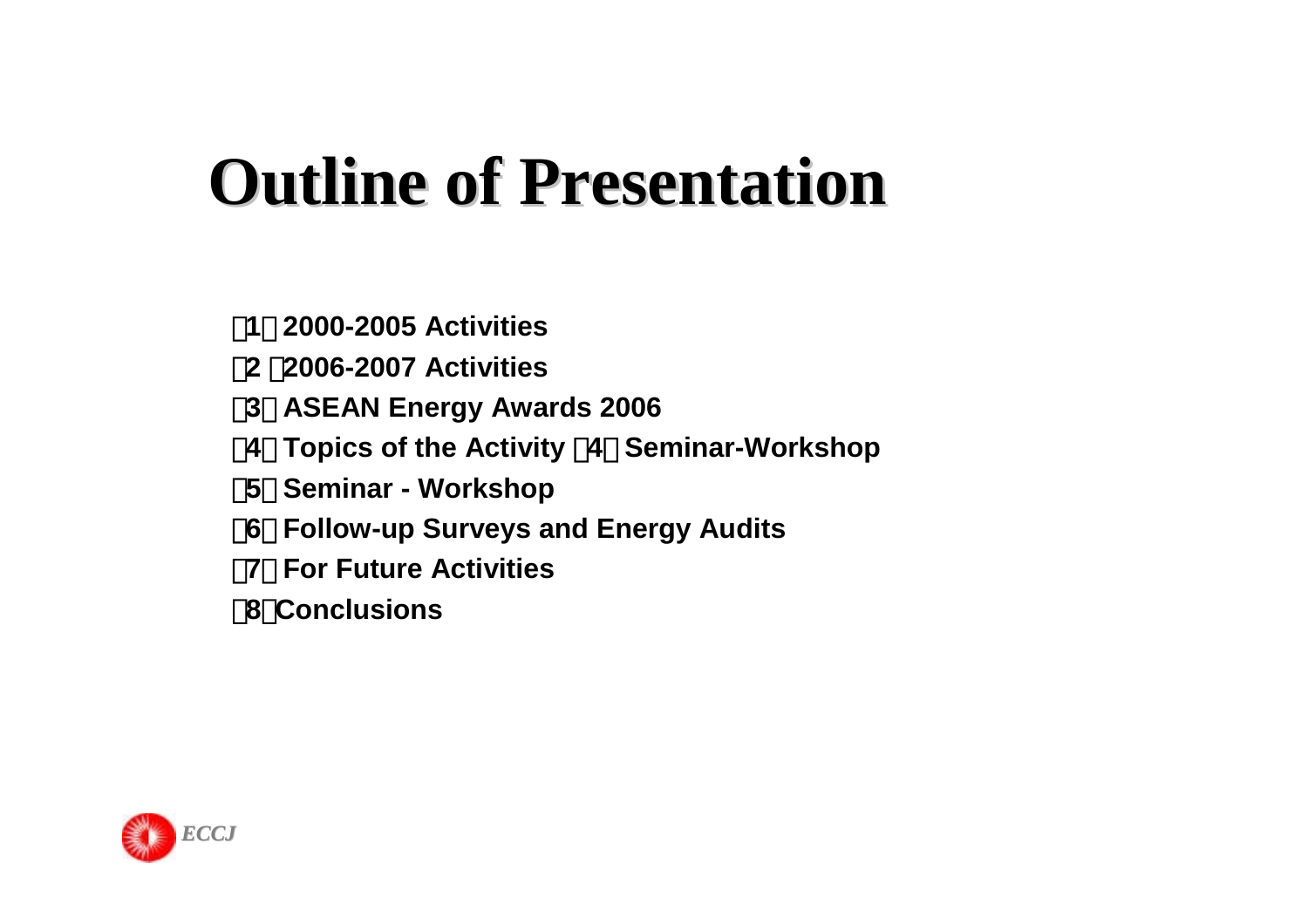# Outline of Presentation

（1）2000-2005 Activities

（2 ）2006-2007 Activities

（3）ASEAN Energy Awards 2006

（4）Topics of the Activity （4）Seminar-Workshop

（5）Seminar - Workshop

（6）Follow-up Surveys and Energy Audits

（7）For Future Activities

（8）Conclusions

*ECCJ*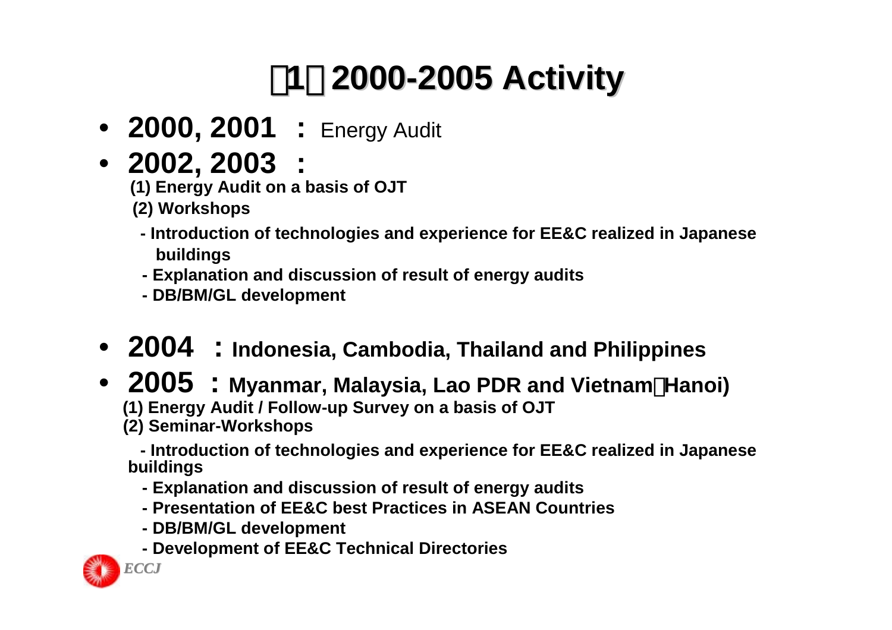# （1） 2000-2005 Activity

- **2000, 2001 ：** Energy Audit
- **2002, 2003 ：**
  - **(1) Energy Audit on a basis of OJT**
  - **(2) Workshops**
    - **- Introduction of technologies and experience for EE&C realized in Japanese buildings**
    - **- Explanation and discussion of result of energy audits**
    - **- DB/BM/GL development**
- **2004 ： Indonesia, Cambodia, Thailand and Philippines**
- **2005 ： Myanmar, Malaysia, Lao PDR and Vietnam（Hanoi)**
  - **(1) Energy Audit / Follow-up Survey on a basis of OJT**
  - **(2) Seminar-Workshops**
    - **- Introduction of technologies and experience for EE&C realized in Japanese buildings**
    - **- Explanation and discussion of result of energy audits**
    - **- Presentation of EE&C best Practices in ASEAN Countries**
    - **- DB/BM/GL development**
    - **- Development of EE&C Technical Directories**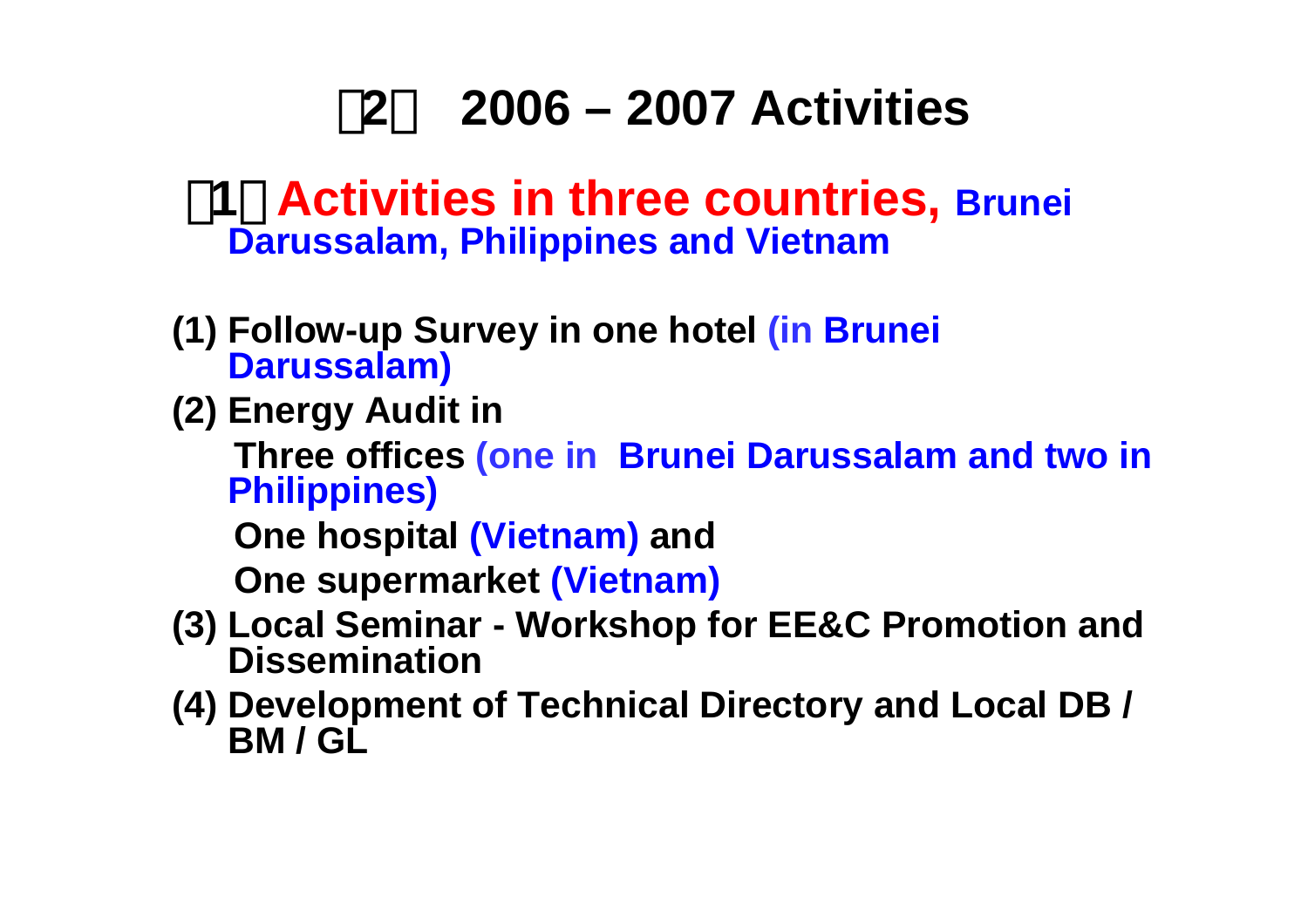# （2） 2006 – 2007 Activities

## （1） Activities in three countries, Brunei Darussalam, Philippines and Vietnam

(1) Follow-up Survey in one hotel (in Brunei Darussalam)

(2) Energy Audit in

Three offices (one in Brunei Darussalam and two in Philippines)

One hospital (Vietnam) and

One supermarket (Vietnam)

(3) Local Seminar - Workshop for EE&C Promotion and Dissemination

(4) Development of Technical Directory and Local DB / BM / GL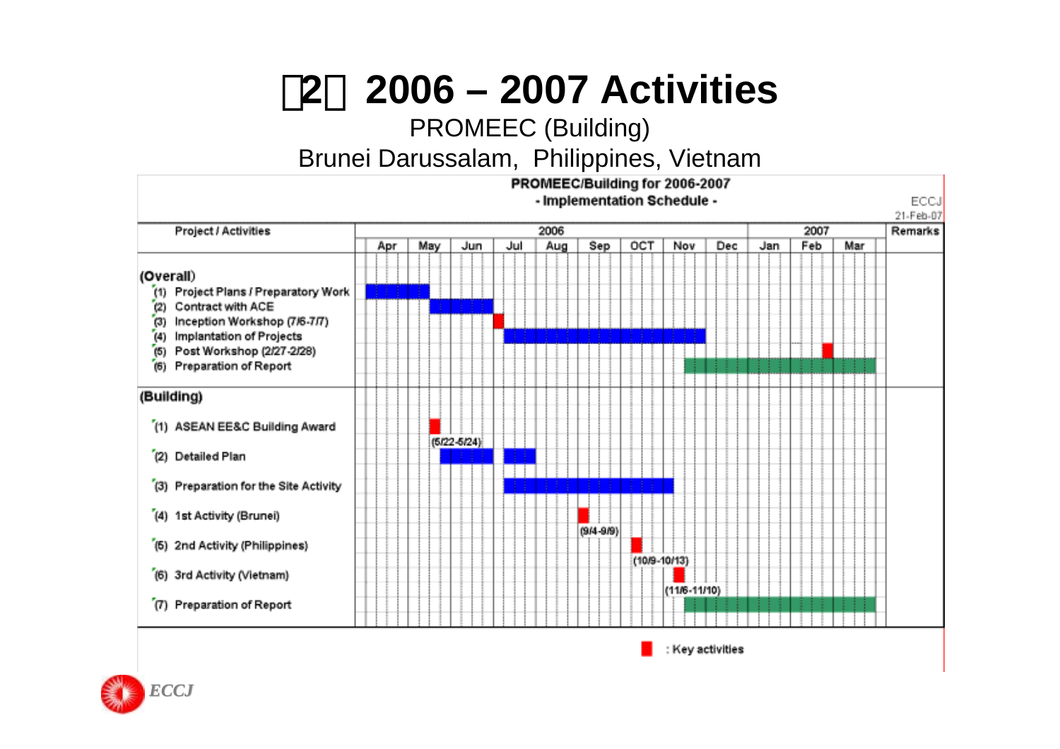# （2） 2006 – 2007 Activities

PROMEEC (Building)

Brunei Darussalam, Philippines, Vietnam

**PROMEEC/Building for 2006-2007**

**- Implementation Schedule -**

ECCJ
21-Feb-07

| Project / Activities | 2006 Apr | May | Jun | Jul | Aug | Sep | OCT | Nov | Dec | 2007 Jan | Feb | Mar | Remarks |
|---|---|---|---|---|---|---|---|---|---|---|---|---|---|
| **(Overall)** | | | | | | | | | | | | | |
| (1) Project Plans / Preparatory Work | ■ | ■ | | | | | | | | | | | |
| (2) Contract with ACE | | ■ | ■ | | | | | | | | | | |
| (3) Inception Workshop (7/6-7/7) | | | | ■ | | | | | | | | | |
| (4) Implantation of Projects | | | | ■ | ■ | ■ | ■ | ■ | | | | | |
| (5) Post Workshop (2/27-2/28) | | | | | | | | | | | ■ | | |
| (6) Preparation of Report | | | | | | | | ■ | ■ | ■ | ■ | ■ | |
| **(Building)** | | | | | | | | | | | | | |
| (1) ASEAN EE&C Building Award | | ■ (5/22-5/24) | | | | | | | | | | | |
| (2) Detailed Plan | | ■ | ■ | ■ | | | | | | | | | |
| (3) Preparation for the Site Activity | | | | ■ | ■ | ■ | ■ | | | | | | |
| (4) 1st Activity (Brunei) | | | | | | ■ (9/4-9/9) | | | | | | | |
| (5) 2nd Activity (Philippines) | | | | | | | ■ (10/9-10/13) | | | | | | |
| (6) 3rd Activity (Vietnam) | | | | | | | | ■ (11/6-11/10) | | | | | |
| (7) Preparation of Report | | | | | | | | ■ | ■ | ■ | ■ | ■ | |

■ : Key activities

*ECCJ*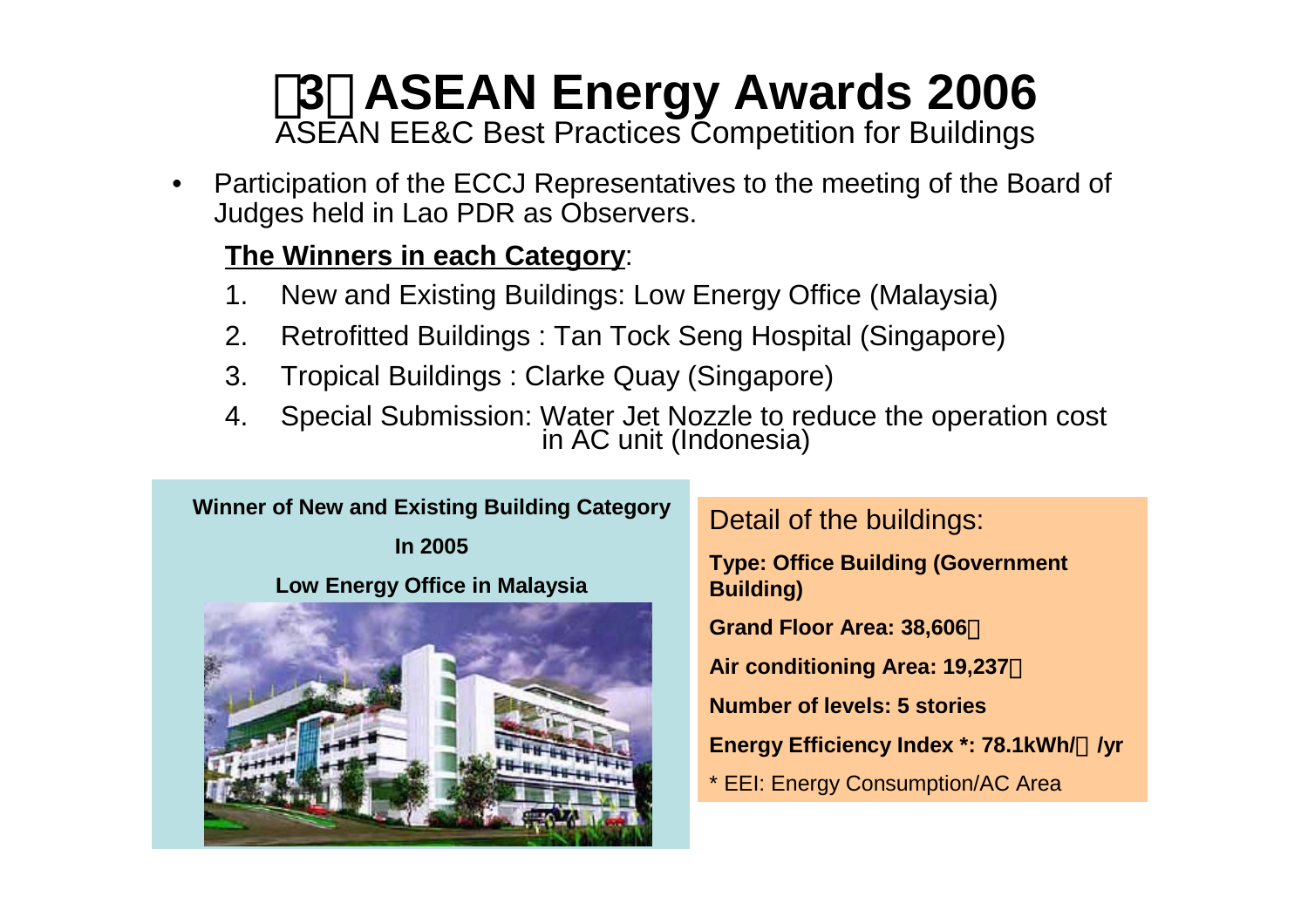# （3） ASEAN Energy Awards 2006

ASEAN EE&C Best Practices Competition for Buildings

- Participation of the ECCJ Representatives to the meeting of the Board of Judges held in Lao PDR as Observers.

**The Winners in each Category**:

1. New and Existing Buildings: Low Energy Office (Malaysia)
2. Retrofitted Buildings : Tan Tock Seng Hospital (Singapore)
3. Tropical Buildings : Clarke Quay (Singapore)
4. Special Submission: Water Jet Nozzle to reduce the operation cost in AC unit (Indonesia)

**Winner of New and Existing Building Category**

**In 2005**

**Low Energy Office in Malaysia**

Detail of the buildings:

**Type: Office Building (Government Building)**

**Grand Floor Area: 38,606㎡**

**Air conditioning Area: 19,237㎡**

**Number of levels: 5 stories**

**Energy Efficiency Index \*: 78.1kWh/㎡/yr**

* EEI: Energy Consumption/AC Area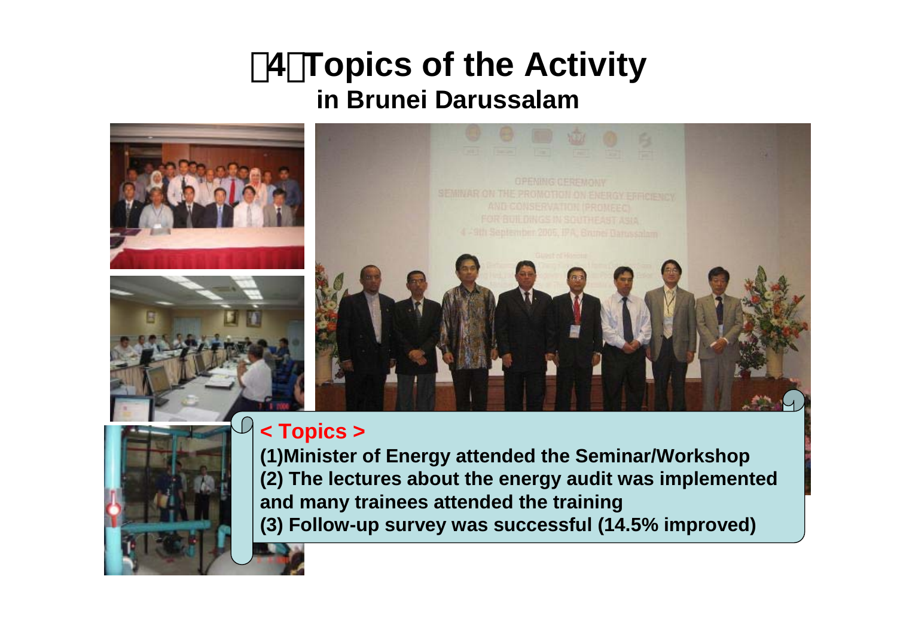# （4）Topics of the Activity

## in Brunei Darussalam

**< Topics >**

**(1)Minister of Energy attended the Seminar/Workshop**

**(2) The lectures about the energy audit was implemented and many trainees attended the training**

**(3) Follow-up survey was successful (14.5% improved)**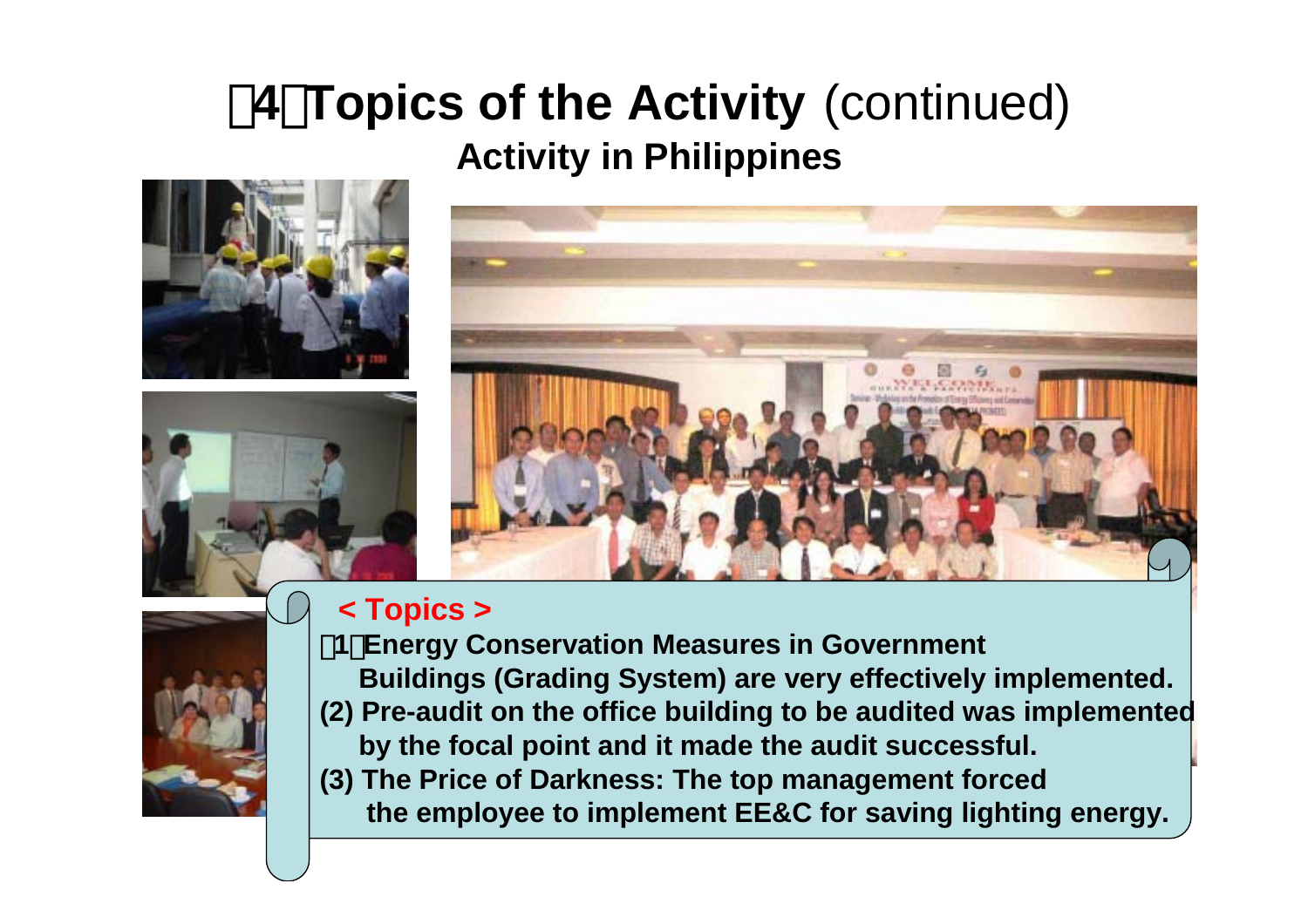# （4）Topics of the Activity (continued)

## Activity in Philippines

**< Topics >**

**（1）Energy Conservation Measures in Government Buildings (Grading System) are very effectively implemented.**

**(2) Pre-audit on the office building to be audited was implemented by the focal point and it made the audit successful.**

**(3) The Price of Darkness: The top management forced the employee to implement EE&C for saving lighting energy.**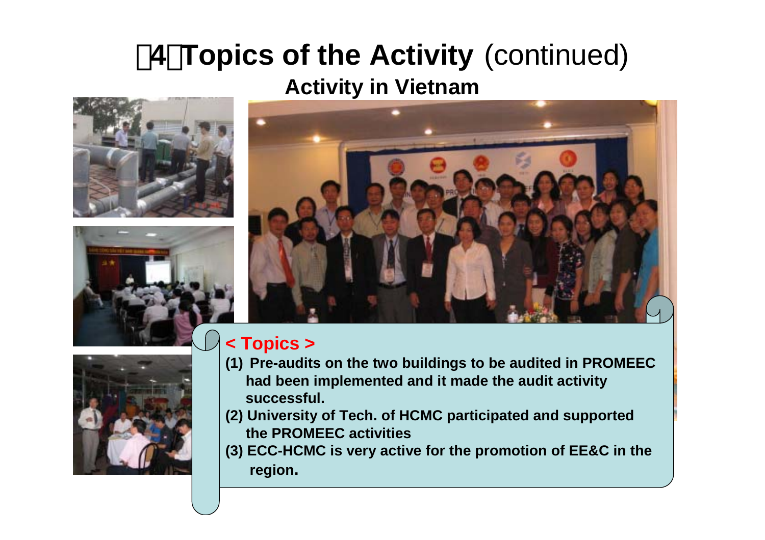# （4）Topics of the Activity (continued)

## Activity in Vietnam

**< Topics >**

**(1) Pre-audits on the two buildings to be audited in PROMEEC had been implemented and it made the audit activity successful.**

**(2) University of Tech. of HCMC participated and supported the PROMEEC activities**

**(3) ECC-HCMC is very active for the promotion of EE&C in the region.**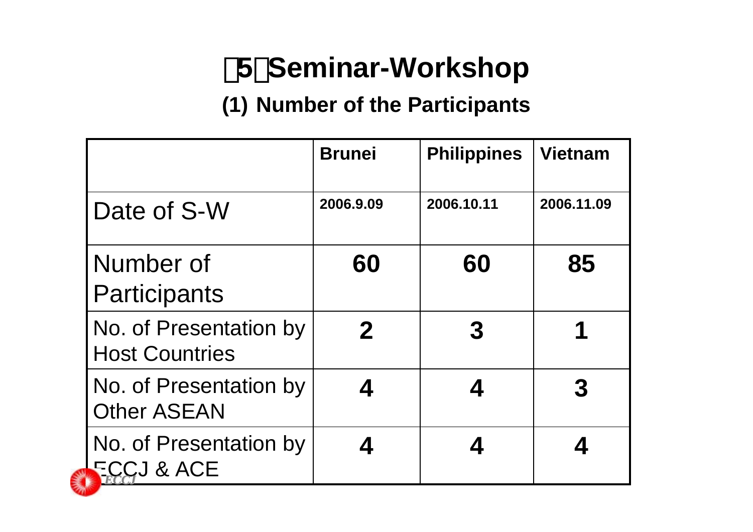# 5 Seminar-Workshop

## (1) Number of the Participants

| | Brunei | Philippines | Vietnam |
|---|---|---|---|
| Date of S-W | 2006.9.09 | 2006.10.11 | 2006.11.09 |
| Number of Participants | 60 | 60 | 85 |
| No. of Presentation by Host Countries | 2 | 3 | 1 |
| No. of Presentation by Other ASEAN | 4 | 4 | 3 |
| No. of Presentation by ECCJ & ACE | 4 | 4 | 4 |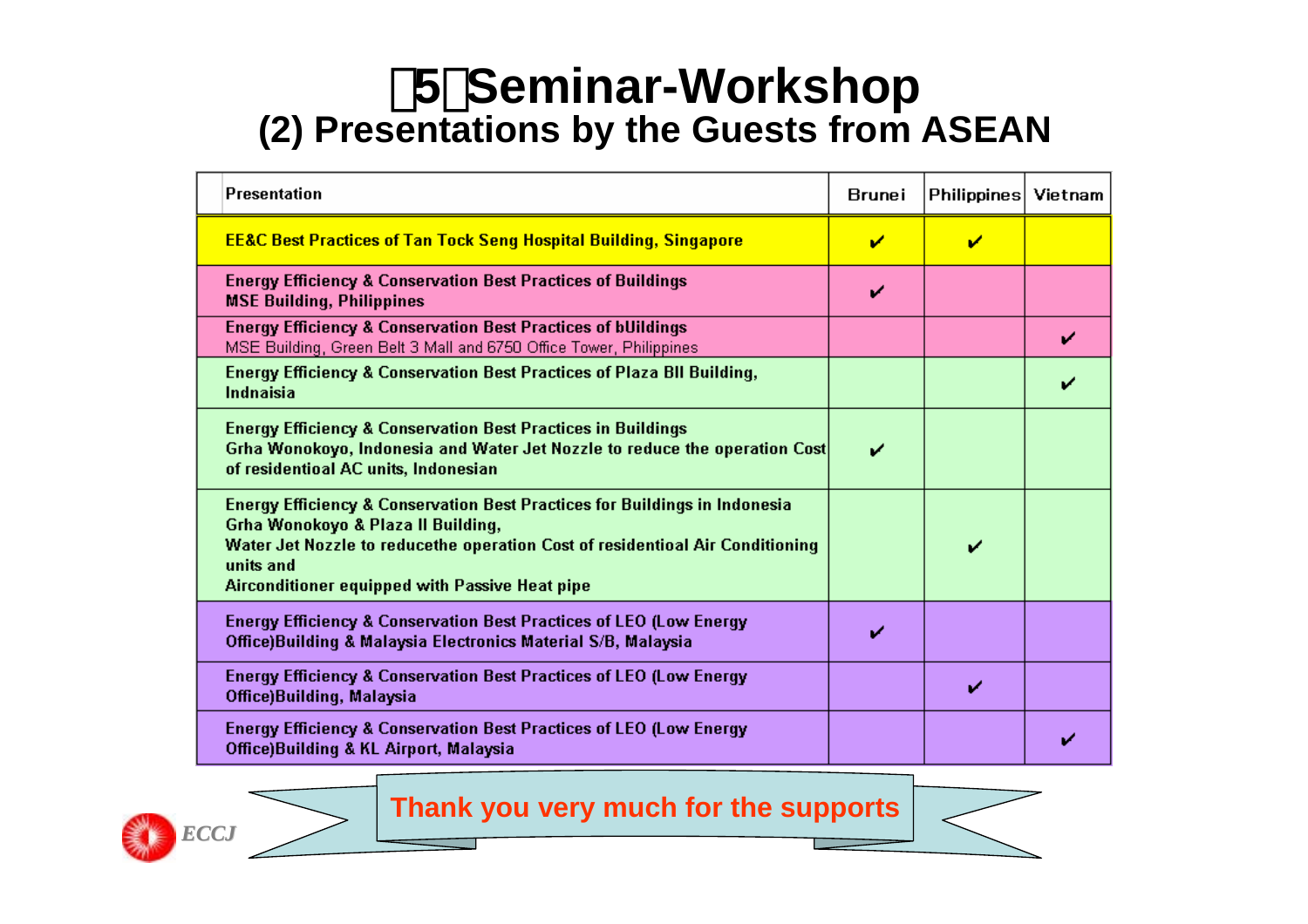# 5 Seminar-Workshop

## (2) Presentations by the Guests from ASEAN

| Presentation | Brunei | Philippines | Vietnam |
|---|---|---|---|
| EE&C Best Practices of Tan Tock Seng Hospital Building, Singapore | ✔ | ✔ | |
| Energy Efficiency & Conservation Best Practices of Buildings<br>MSE Building, Philippines | ✔ | | |
| Energy Efficiency & Conservation Best Practices of bUildings<br>MSE Building, Green Belt 3 Mall and 6750 Office Tower, Philippines | | | ✔ |
| Energy Efficiency & Conservation Best Practices of Plaza BII Building, Indnaisia | | | ✔ |
| Energy Efficiency & Conservation Best Practices in Buildings<br>Grha Wonokoyo, Indonesia and Water Jet Nozzle to reduce the operation Cost of residentioal AC units, Indonesian | ✔ | | |
| Energy Efficiency & Conservation Best Practices for Buildings in Indonesia<br>Grha Wonokoyo & Plaza II Building,<br>Water Jet Nozzle to reducethe operation Cost of residentioal Air Conditioning units and<br>Airconditioner equipped with Passive Heat pipe | | ✔ | |
| Energy Efficiency & Conservation Best Practices of LEO (Low Energy Office)Building & Malaysia Electronics Material S/B, Malaysia | ✔ | | |
| Energy Efficiency & Conservation Best Practices of LEO (Low Energy Office)Building, Malaysia | | ✔ | |
| Energy Efficiency & Conservation Best Practices of LEO (Low Energy Office)Building & KL Airport, Malaysia | | | ✔ |

**Thank you very much for the supports**

ECCJ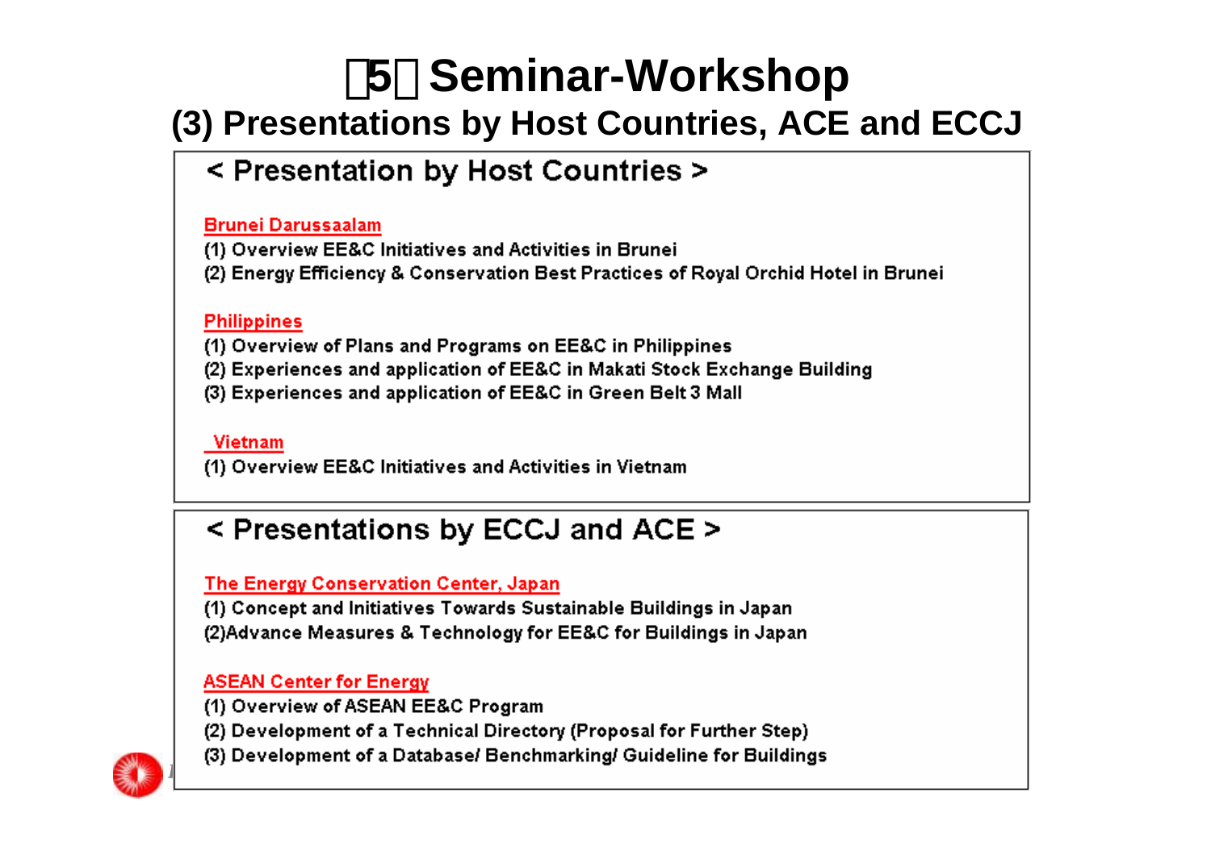# 【5】Seminar-Workshop

## (3) Presentations by Host Countries, ACE and ECCJ

### < Presentation by Host Countries >

**Brunei Darussaalam**

(1) Overview EE&C Initiatives and Activities in Brunei

(2) Energy Efficiency & Conservation Best Practices of Royal Orchid Hotel in Brunei

**Philippines**

(1) Overview of Plans and Programs on EE&C in Philippines

(2) Experiences and application of EE&C in Makati Stock Exchange Building

(3) Experiences and application of EE&C in Green Belt 3 Mall

**Vietnam**

(1) Overview EE&C Initiatives and Activities in Vietnam

### < Presentations by ECCJ and ACE >

**The Energy Conservation Center, Japan**

(1) Concept and Initiatives Towards Sustainable Buildings in Japan

(2)Advance Measures & Technology for EE&C for Buildings in Japan

**ASEAN Center for Energy**

(1) Overview of ASEAN EE&C Program

(2) Development of a Technical Directory (Proposal for Further Step)

(3) Development of a Database/ Benchmarking/ Guideline for Buildings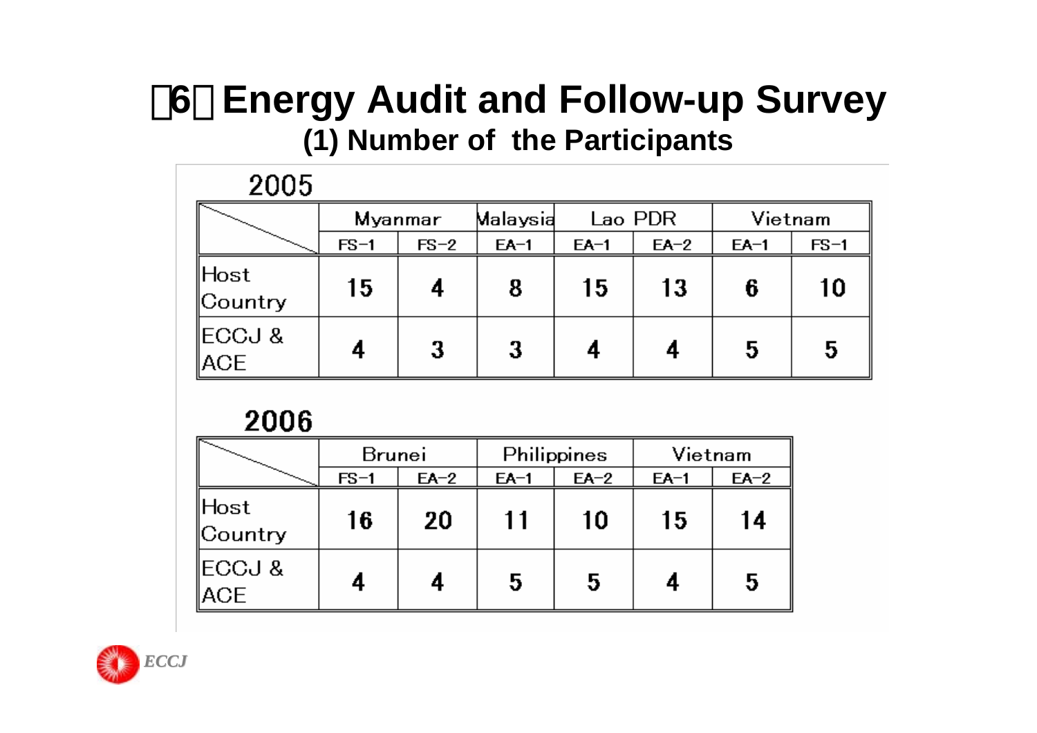# （6）Energy Audit and Follow-up Survey

## (1) Number of the Participants

### 2005

| | Myanmar | | Malaysia | Lao PDR | | Vietnam | |
|---|---|---|---|---|---|---|---|
| | FS-1 | FS-2 | EA-1 | EA-1 | EA-2 | EA-1 | FS-1 |
| Host Country | 15 | 4 | 8 | 15 | 13 | 6 | 10 |
| ECCJ & ACE | 4 | 3 | 3 | 4 | 4 | 5 | 5 |

### 2006

| | Brunei | | Philippines | | Vietnam | |
|---|---|---|---|---|---|---|
| | FS-1 | EA-2 | EA-1 | EA-2 | EA-1 | EA-2 |
| Host Country | 16 | 20 | 11 | 10 | 15 | 14 |
| ECCJ & ACE | 4 | 4 | 5 | 5 | 4 | 5 |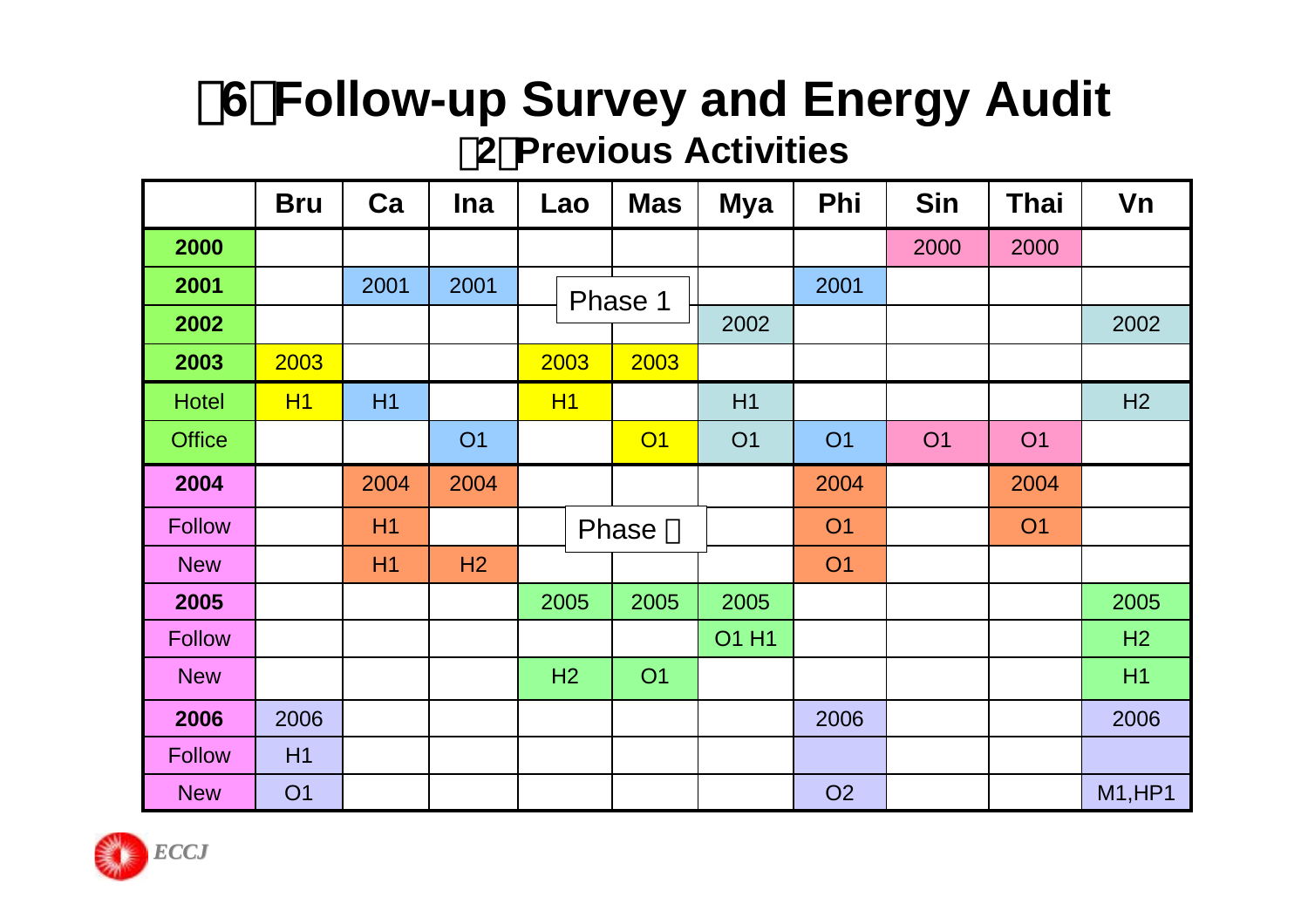# （6）Follow-up Survey and Energy Audit

## （2）Previous Activities

| | Bru | Ca | Ina | Lao | Mas | Mya | Phi | Sin | Thai | Vn |
|---|---|---|---|---|---|---|---|---|---|---|
| **2000** | | | | | | | | 2000 | 2000 | |
| **2001** | | 2001 | 2001 | Phase 1 | | | 2001 | | | |
| **2002** | | | | | | 2002 | | | | 2002 |
| **2003** | 2003 | | | 2003 | 2003 | | | | | |
| Hotel | H1 | H1 | | H1 | | H1 | | | | H2 |
| Office | | | O1 | | O1 | O1 | O1 | O1 | O1 | |
| **2004** | | 2004 | 2004 | | | | 2004 | | 2004 | |
| Follow | | H1 | | Phase  | | | O1 | | O1 | |
| New | | H1 | H2 | | | | O1 | | | |
| **2005** | | | | 2005 | 2005 | 2005 | | | | 2005 |
| Follow | | | | | | O1 H1 | | | | H2 |
| New | | | | H2 | O1 | | | | | H1 |
| **2006** | 2006 | | | | | | 2006 | | | 2006 |
| Follow | H1 | | | | | | | | | |
| New | O1 | | | | | | O2 | | | M1,HP1 |

ECCJ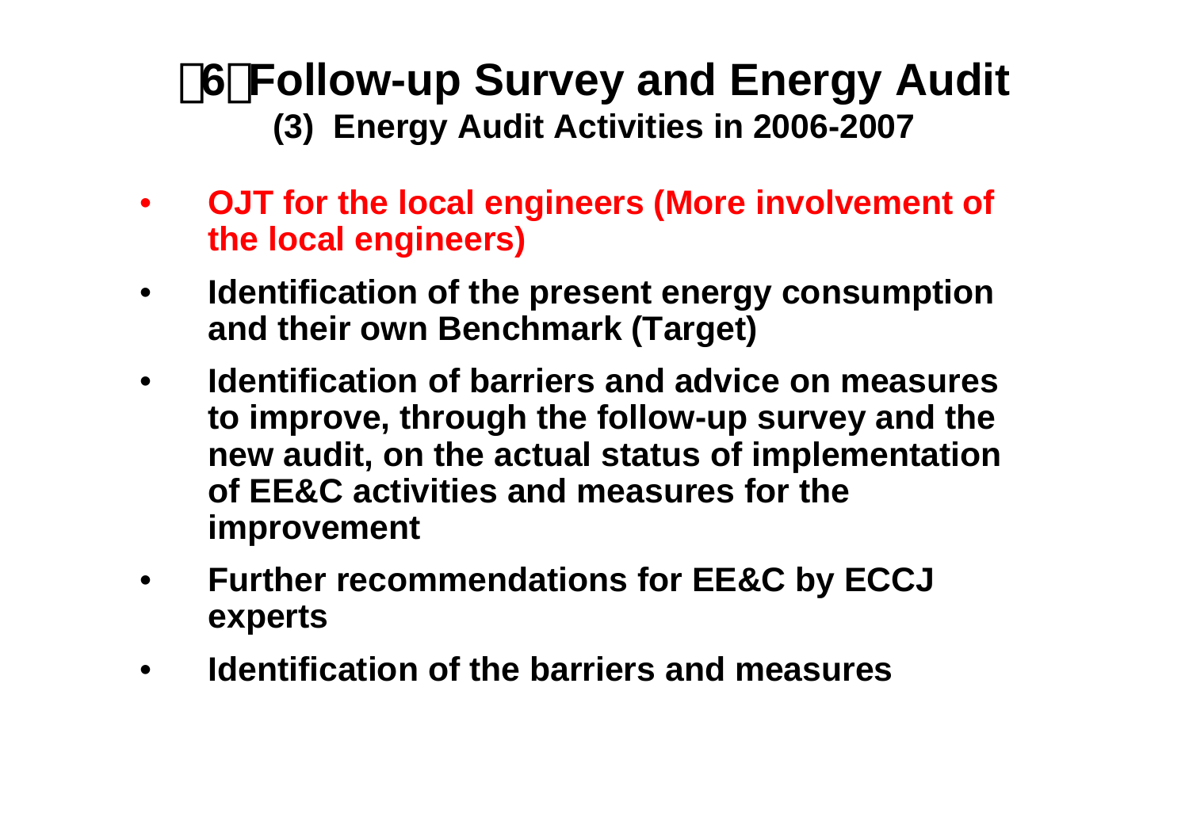# （6）Follow-up Survey and Energy Audit

## (3) Energy Audit Activities in 2006-2007

- **OJT for the local engineers (More involvement of the local engineers)**
- **Identification of the present energy consumption and their own Benchmark (Target)**
- **Identification of barriers and advice on measures to improve, through the follow-up survey and the new audit, on the actual status of implementation of EE&C activities and measures for the improvement**
- **Further recommendations for EE&C by ECCJ experts**
- **Identification of the barriers and measures**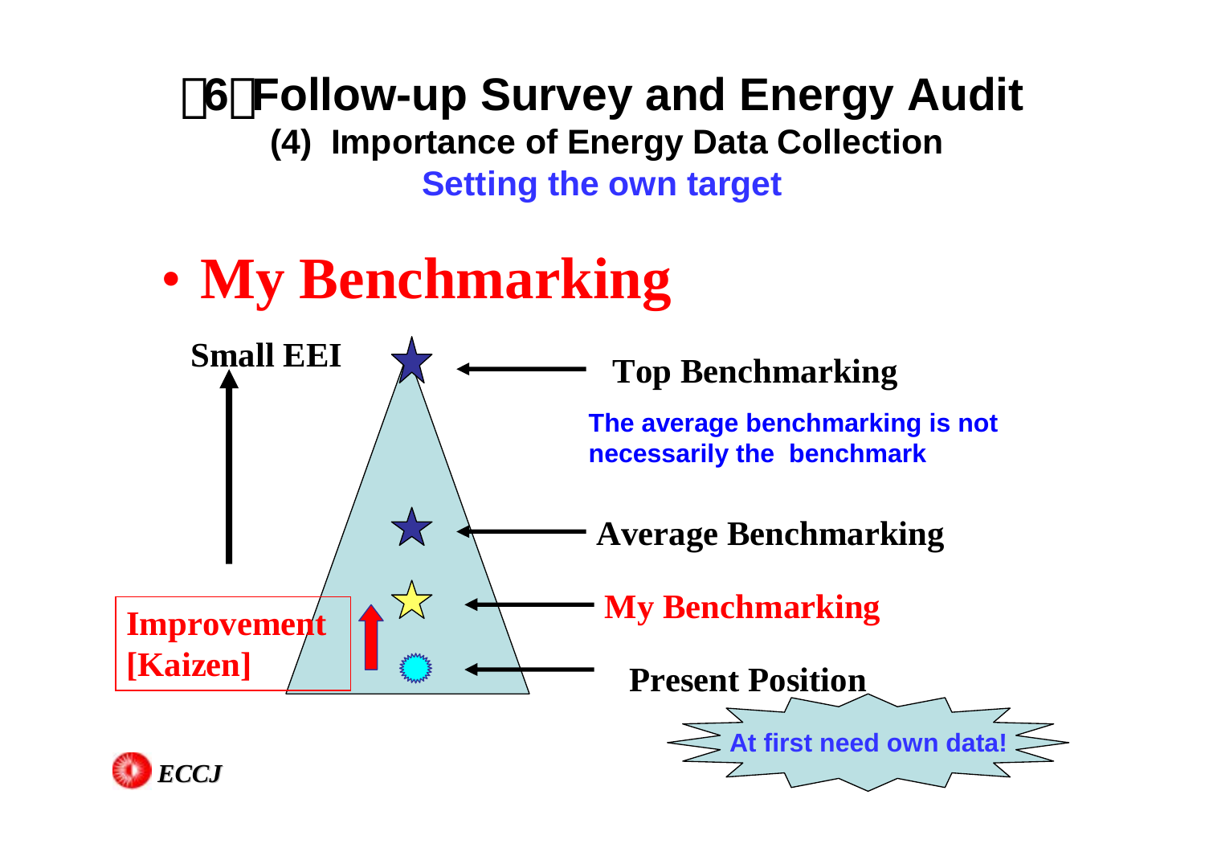# (6) Follow-up Survey and Energy Audit

## (4) Importance of Energy Data Collection

### Setting the own target

- **My Benchmarking**

Small EEI

Top Benchmarking

The average benchmarking is not necessarily the benchmark

Average Benchmarking

My Benchmarking

Present Position

Improvement [Kaizen]

At first need own data!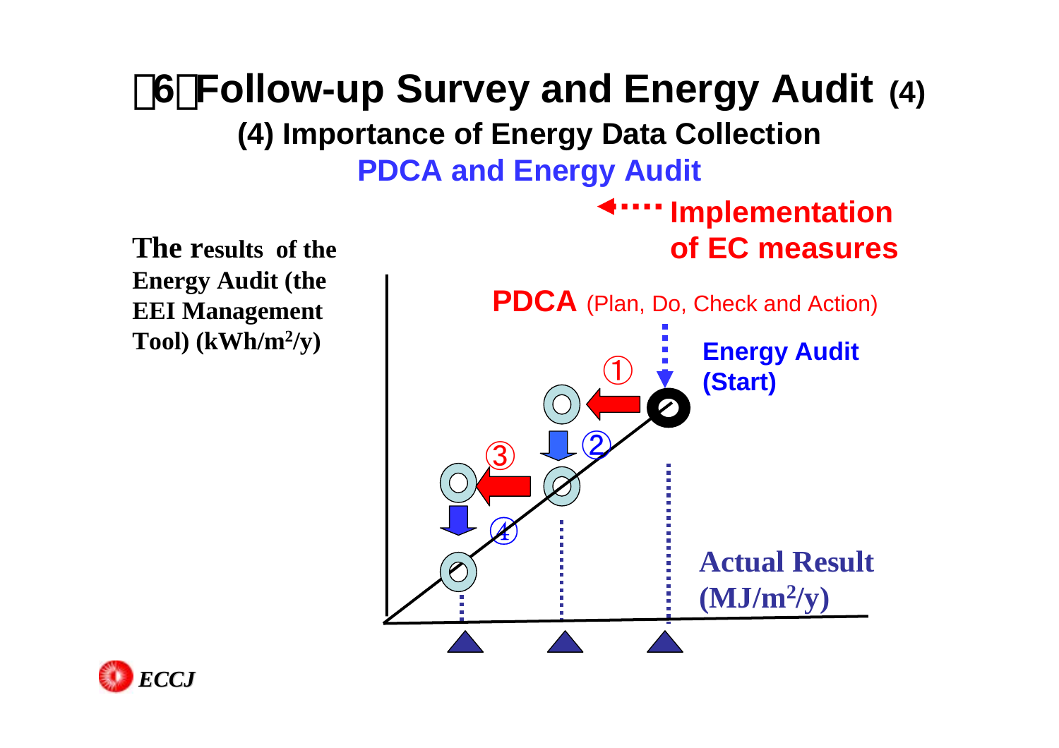# （6）Follow-up Survey and Energy Audit (4)

## (4) Importance of Energy Data Collection

### PDCA and Energy Audit

Implementation of EC measures

The results of the Energy Audit (the EEI Management Tool) (kWh/m$^2$/y)

**PDCA** (Plan, Do, Check and Action)

**Energy Audit (Start)**

①

②

③

④

**Actual Result (MJ/m$^2$/y)**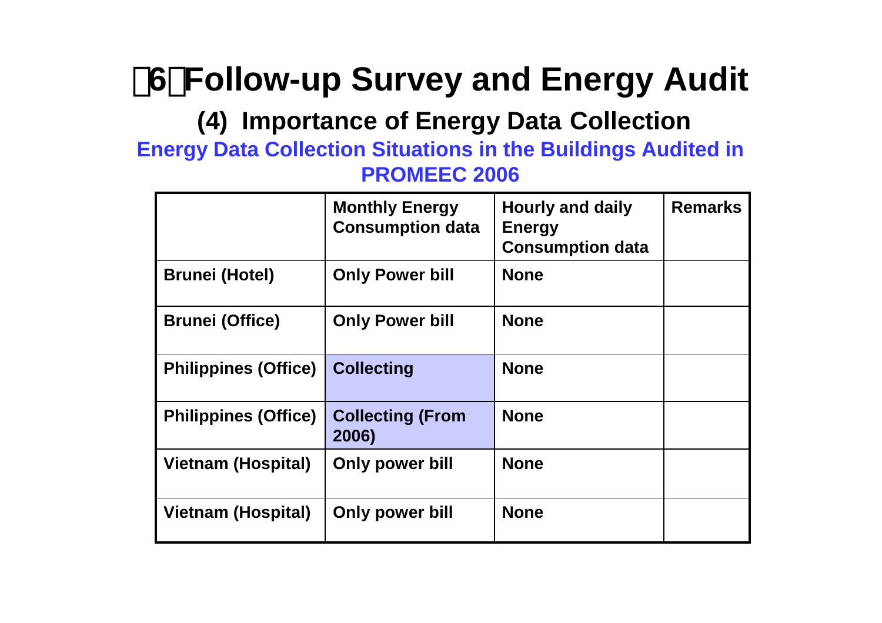# （6）Follow-up Survey and Energy Audit

## (4) Importance of Energy Data Collection

### Energy Data Collection Situations in the Buildings Audited in PROMEEC 2006

| | Monthly Energy Consumption data | Hourly and daily Energy Consumption data | Remarks |
|---|---|---|---|
| Brunei (Hotel) | Only Power bill | None | |
| Brunei (Office) | Only Power bill | None | |
| Philippines (Office) | Collecting | None | |
| Philippines (Office) | Collecting (From 2006) | None | |
| Vietnam (Hospital) | Only power bill | None | |
| Vietnam (Hospital) | Only power bill | None | |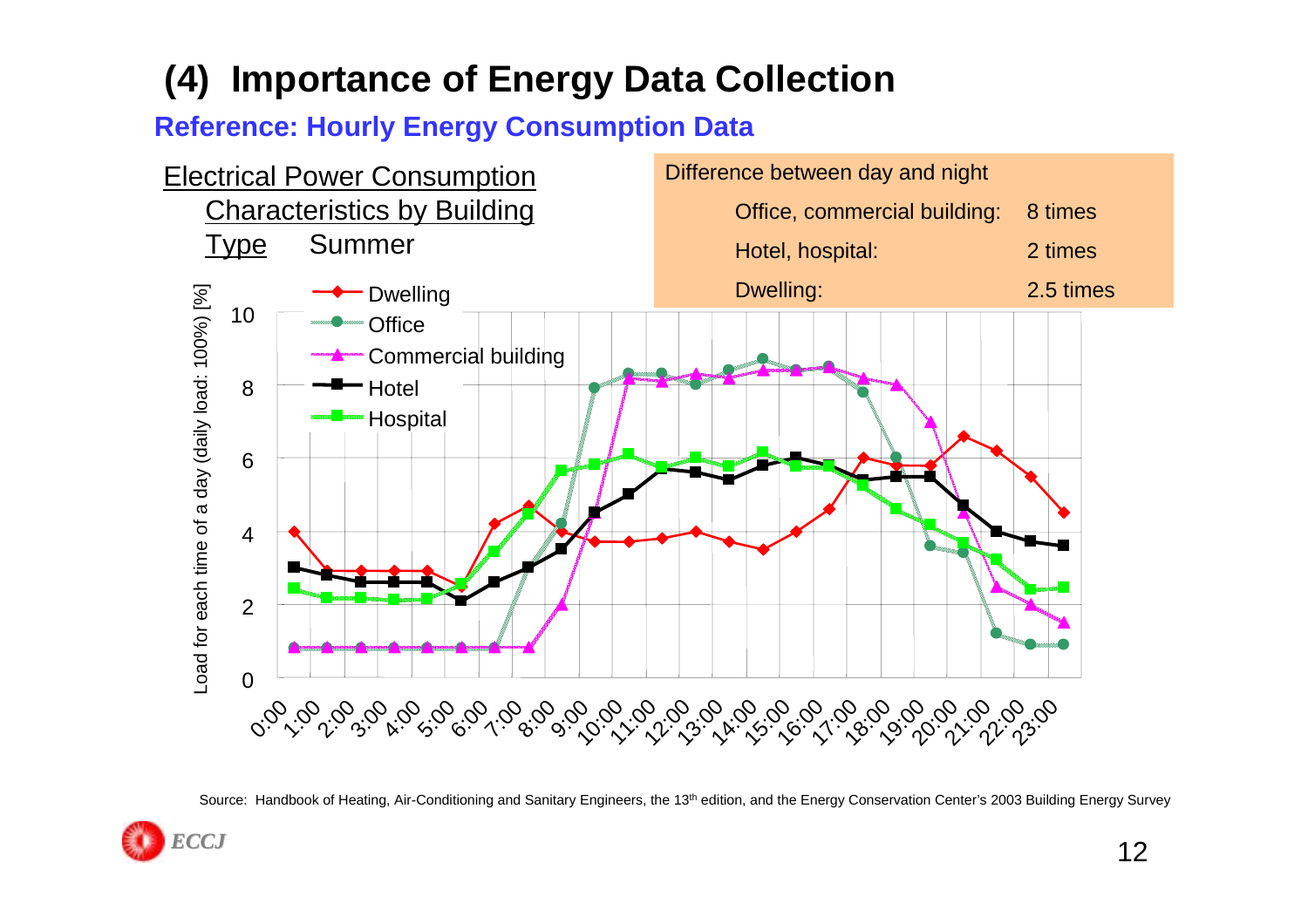# (4) Importance of Energy Data Collection

## Reference: Hourly Energy Consumption Data

Electrical Power Consumption Characteristics by Building Type Summer

Difference between day and night

| | |
|---|---|
| Office, commercial building: | 8 times |
| Hotel, hospital: | 2 times |
| Dwelling: | 2.5 times |

Load for each time of a day (daily load: 100%) [%]

- Dwelling
- Office
- Commercial building
- Hotel
- Hospital

Source: Handbook of Heating, Air-Conditioning and Sanitary Engineers, the 13th edition, and the Energy Conservation Center's 2003 Building Energy Survey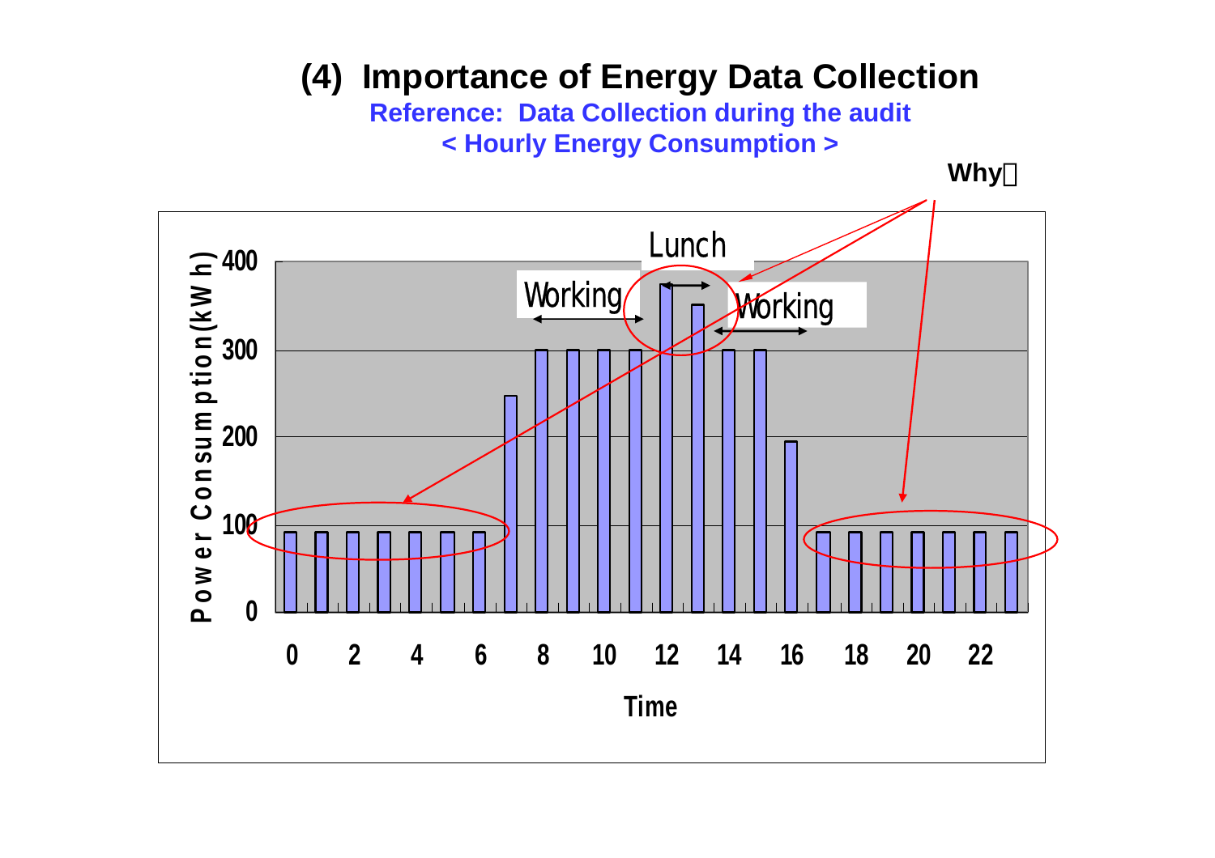# (4) Importance of Energy Data Collection

**Reference: Data Collection during the audit**

**< Hourly Energy Consumption >**

Why？

Lunch

Working

Working

Power Consumption(kWh)

400

300

200

100

0

0 2 4 6 8 10 12 14 16 18 20 22

Time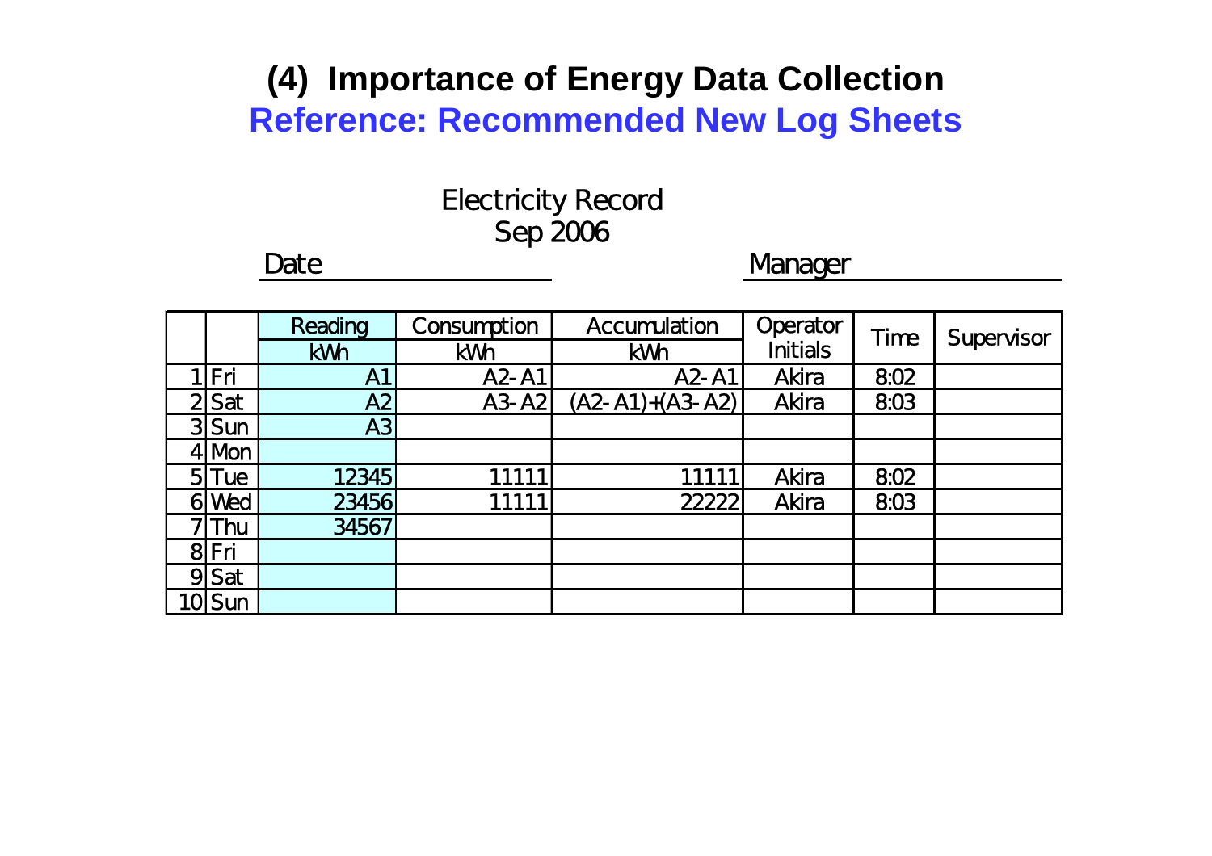# (4) Importance of Energy Data Collection

## Reference: Recommended New Log Sheets

Electricity Record
Sep 2006

Date ________________ Manager ________________

| | | Reading | Consumption | Accumulation | Operator Initials | Time | Supervisor |
|---|---|---|---|---|---|---|---|
| | | kWh | kWh | kWh | | | |
| 1 | Fri | A1 | A2-A1 | A2-A1 | Akira | 8:02 | |
| 2 | Sat | A2 | A3-A2 | (A2-A1)+(A3-A2) | Akira | 8:03 | |
| 3 | Sun | A3 | | | | | |
| 4 | Mon | | | | | | |
| 5 | Tue | 12345 | 11111 | 11111 | Akira | 8:02 | |
| 6 | Wed | 23456 | 11111 | 22222 | Akira | 8:03 | |
| 7 | Thu | 34567 | | | | | |
| 8 | Fri | | | | | | |
| 9 | Sat | | | | | | |
| 10 | Sun | | | | | | |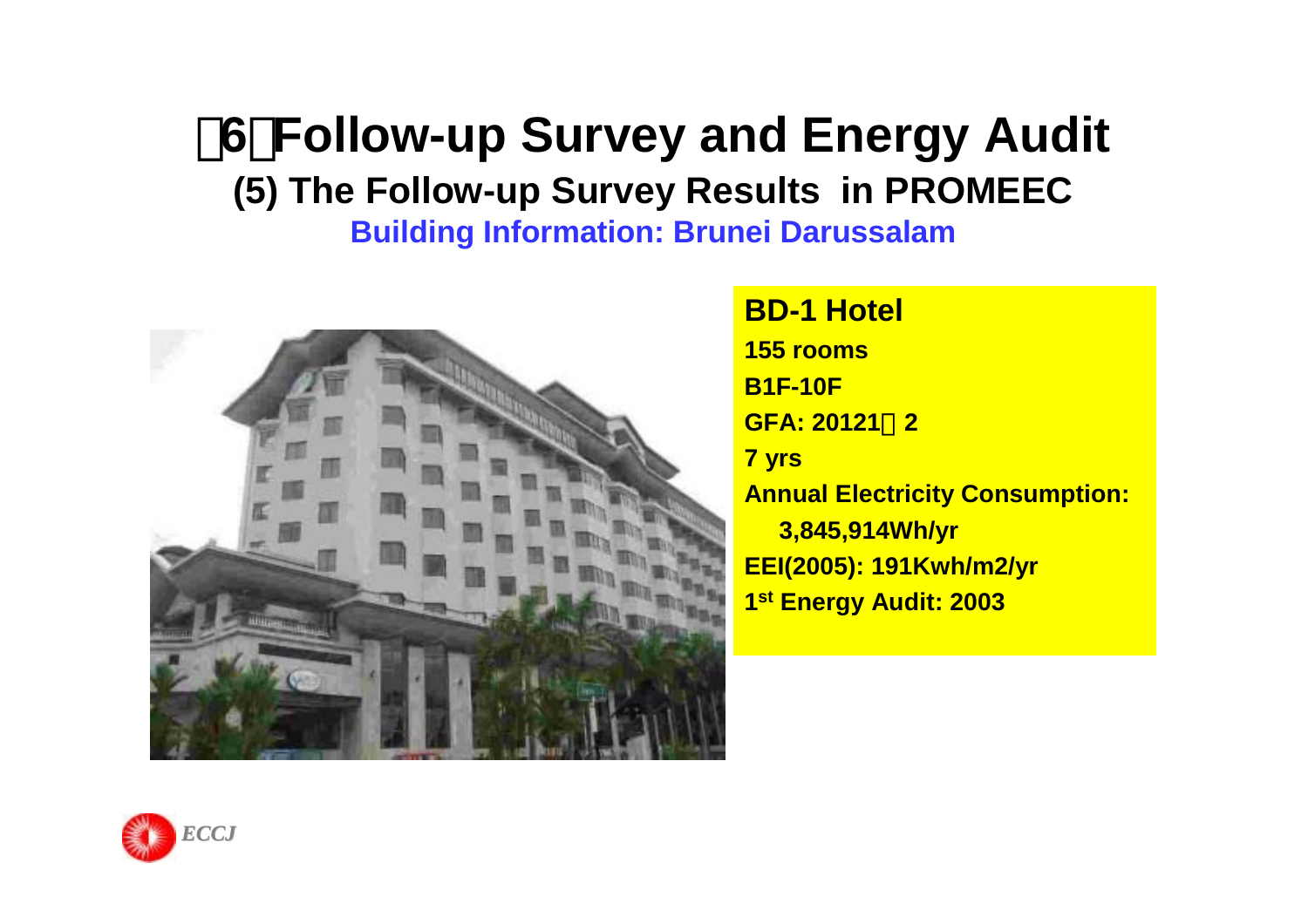# 6 Follow-up Survey and Energy Audit

## (5) The Follow-up Survey Results in PROMEEC

### Building Information: Brunei Darussalam

**BD-1 Hotel**

**155 rooms**

**B1F-10F**

**GFA: 20121 2**

**7 yrs**

**Annual Electricity Consumption:**

**3,845,914Wh/yr**

**EEI(2005): 191Kwh/m2/yr**

**1st Energy Audit: 2003**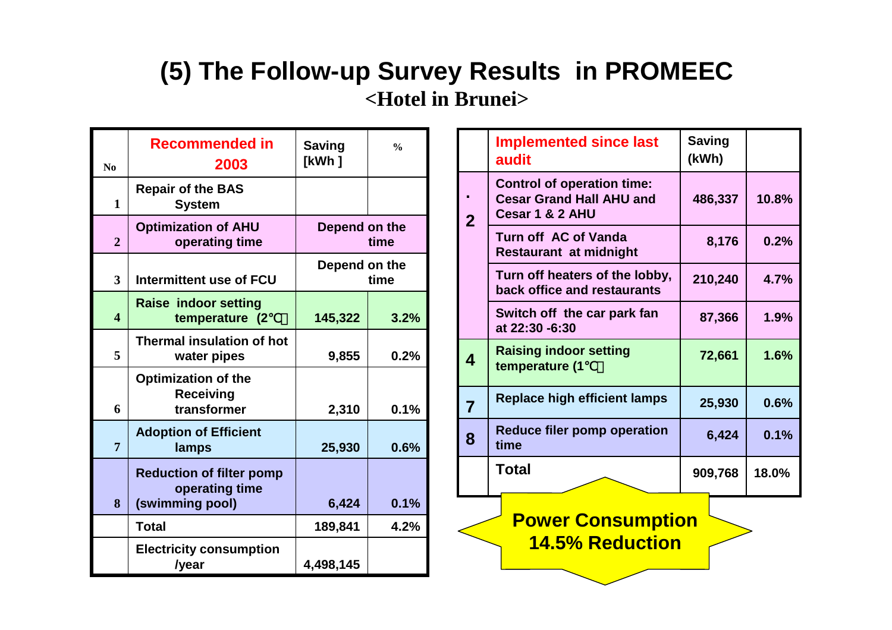# (5) The Follow-up Survey Results in PROMEEC

## <Hotel in Brunei>

| No | Recommended in 2003 | Saving [kWh ] | % |
|---|---|---|---|
| 1 | Repair of the BAS System | | |
| 2 | Optimization of AHU operating time | Depend on the time | |
| 3 | Intermittent use of FCU | Depend on the time | |
| 4 | Raise indoor setting temperature (2℃) | 145,322 | 3.2% |
| 5 | Thermal insulation of hot water pipes | 9,855 | 0.2% |
| 6 | Optimization of the Receiving transformer | 2,310 | 0.1% |
| 7 | Adoption of Efficient lamps | 25,930 | 0.6% |
| 8 | Reduction of filter pomp operating time (swimming pool) | 6,424 | 0.1% |
| | Total | 189,841 | 4.2% |
| | Electricity consumption /year | 4,498,145 | |

| | Implemented since last audit | Saving (kWh) | |
|---|---|---|---|
| 2 | Control of operation time: Cesar Grand Hall AHU and Cesar 1 & 2 AHU | 486,337 | 10.8% |
| | Turn off AC of Vanda Restaurant at midnight | 8,176 | 0.2% |
| | Turn off heaters of the lobby, back office and restaurants | 210,240 | 4.7% |
| | Switch off the car park fan at 22:30 -6:30 | 87,366 | 1.9% |
| 4 | Raising indoor setting temperature (1℃) | 72,661 | 1.6% |
| 7 | Replace high efficient lamps | 25,930 | 0.6% |
| 8 | Reduce filer pomp operation time | 6,424 | 0.1% |
| | Total | 909,768 | 18.0% |

**Power Consumption 14.5% Reduction**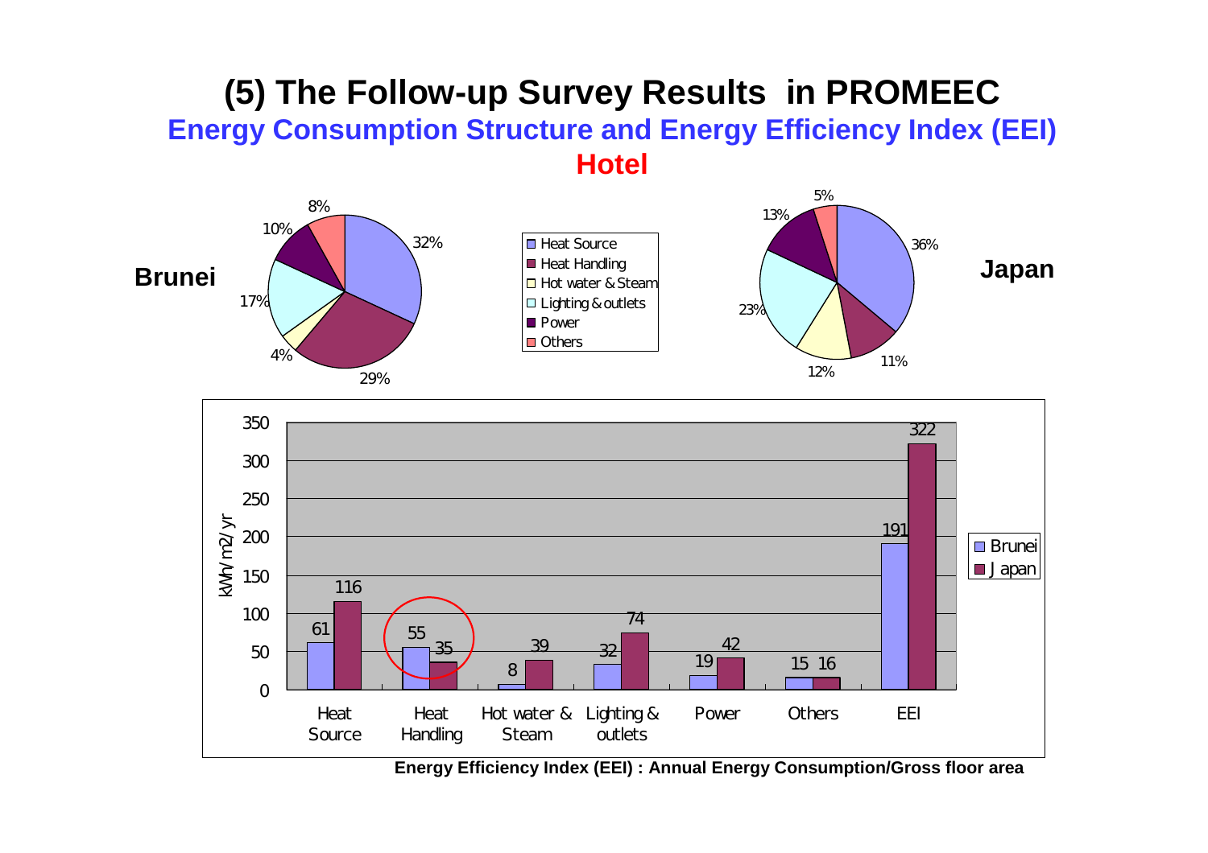# (5) The Follow-up Survey Results in PROMEEC

## Energy Consumption Structure and Energy Efficiency Index (EEI)

### Hotel

**Brunei**

**Japan**

| Category | Brunei | Japan |
|---|---|---|
| Heat Source | 32% | 36% |
| Heat Handling | 29% | 11% |
| Hot water & Steam | 4% | 12% |
| Lighting & outlets | 17% | 23% |
| Power | 10% | 13% |
| Others | 8% | 5% |

kWh/m2/yr

| | Heat Source | Heat Handling | Hot water & Steam | Lighting & outlets | Power | Others | EEI |
|---|---|---|---|---|---|---|---|
| Brunei | 61 | 55 | 8 | 32 | 19 | 15 | 191 |
| Japan | 116 | 35 | 39 | 74 | 42 | 16 | 322 |

**Energy Efficiency Index (EEI) : Annual Energy Consumption/Gross floor area**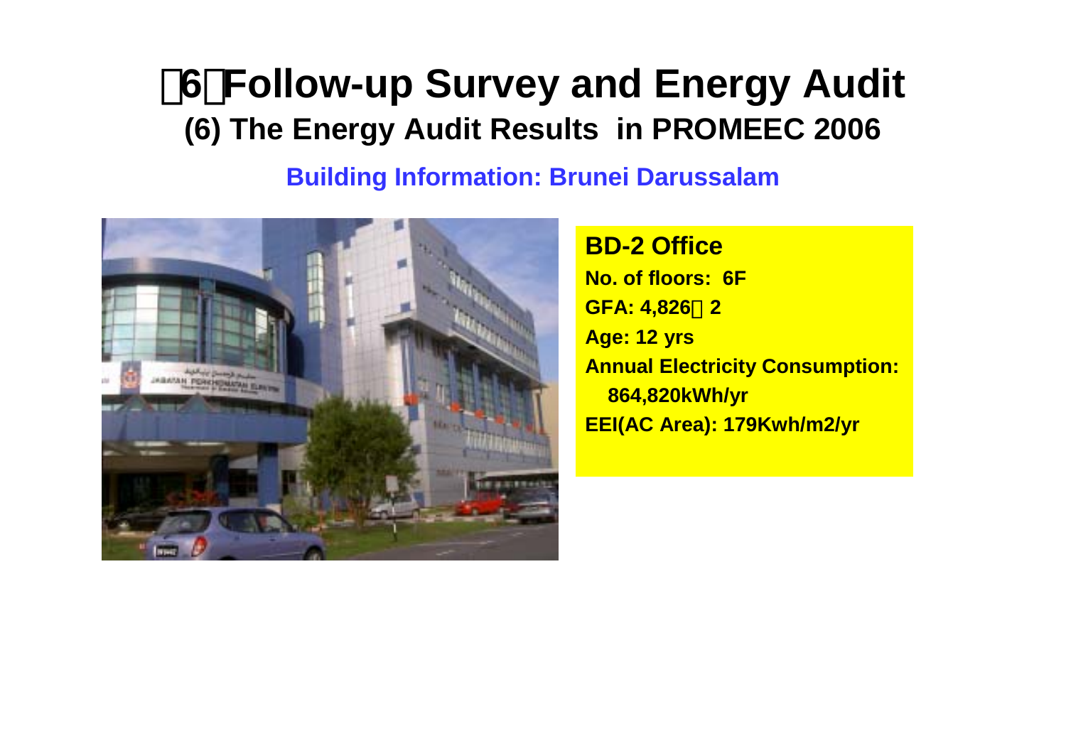# 6 Follow-up Survey and Energy Audit

## (6) The Energy Audit Results in PROMEEC 2006

### Building Information: Brunei Darussalam

**BD-2 Office**

**No. of floors: 6F**

**GFA: 4,826 2**

**Age: 12 yrs**

**Annual Electricity Consumption: 864,820kWh/yr**

**EEI(AC Area): 179Kwh/m2/yr**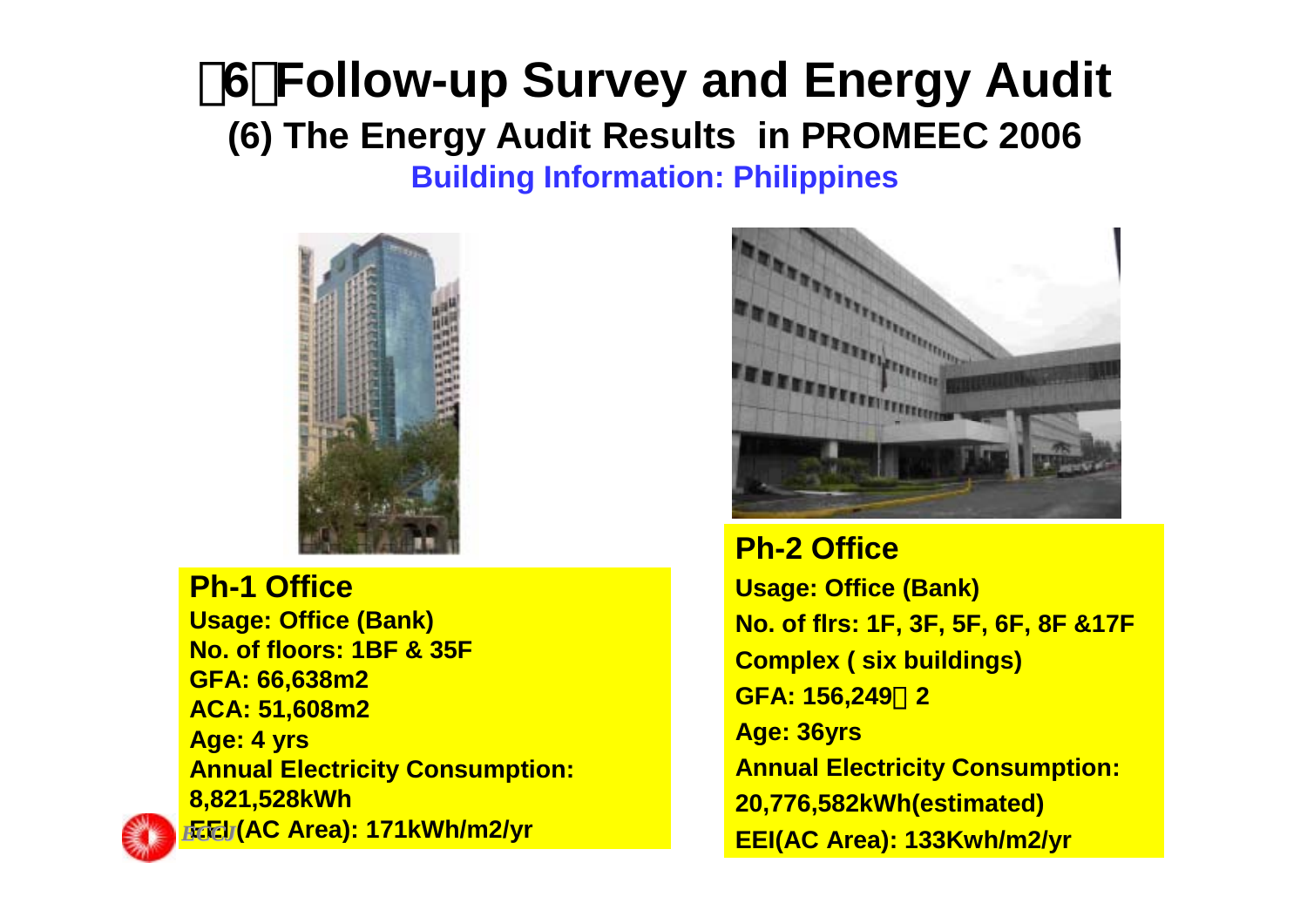# （6）Follow-up Survey and Energy Audit

## (6) The Energy Audit Results in PROMEEC 2006

### Building Information: Philippines

**Ph-1 Office**
**Usage: Office (Bank)**
**No. of floors: 1BF & 35F**
**GFA: 66,638m2**
**ACA: 51,608m2**
**Age: 4 yrs**
**Annual Electricity Consumption: 8,821,528kWh**
**EEI (AC Area): 171kWh/m2/yr**

**Ph-2 Office**
**Usage: Office (Bank)**
**No. of flrs: 1F, 3F, 5F, 6F, 8F &17F**
**Complex ( six buildings)**
**GFA: 156,249ｍ2**
**Age: 36yrs**
**Annual Electricity Consumption: 20,776,582kWh(estimated)**
**EEI(AC Area): 133Kwh/m2/yr**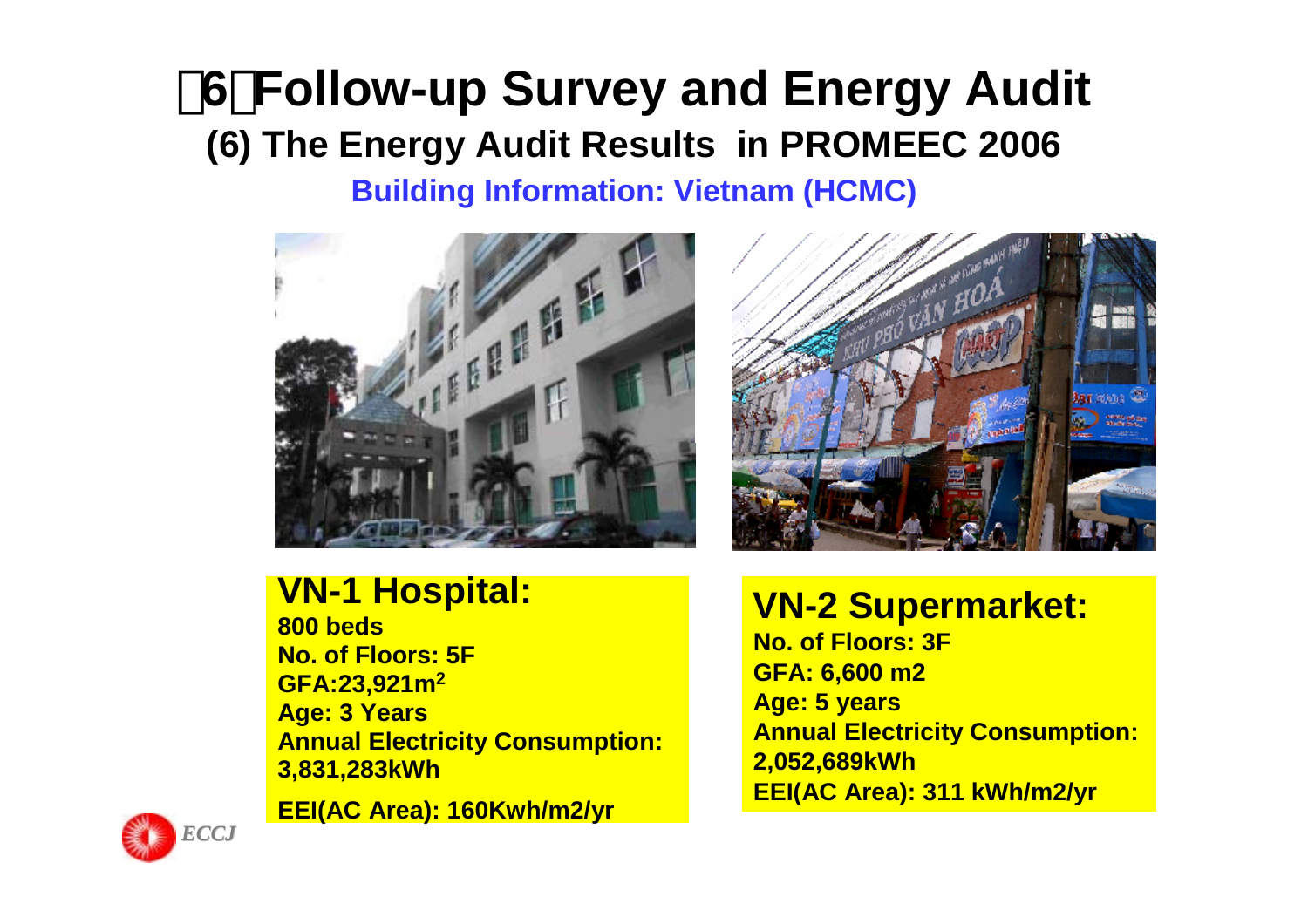# （6）Follow-up Survey and Energy Audit

## (6) The Energy Audit Results in PROMEEC 2006

### Building Information: Vietnam (HCMC)

**VN-1 Hospital:**
**800 beds**
**No. of Floors: 5F**
**GFA:23,921m$^2$**
**Age: 3 Years**
**Annual Electricity Consumption: 3,831,283kWh**
**EEI(AC Area): 160Kwh/m2/yr**

**VN-2 Supermarket:**
**No. of Floors: 3F**
**GFA: 6,600 m2**
**Age: 5 years**
**Annual Electricity Consumption: 2,052,689kWh**
**EEI(AC Area): 311 kWh/m2/yr**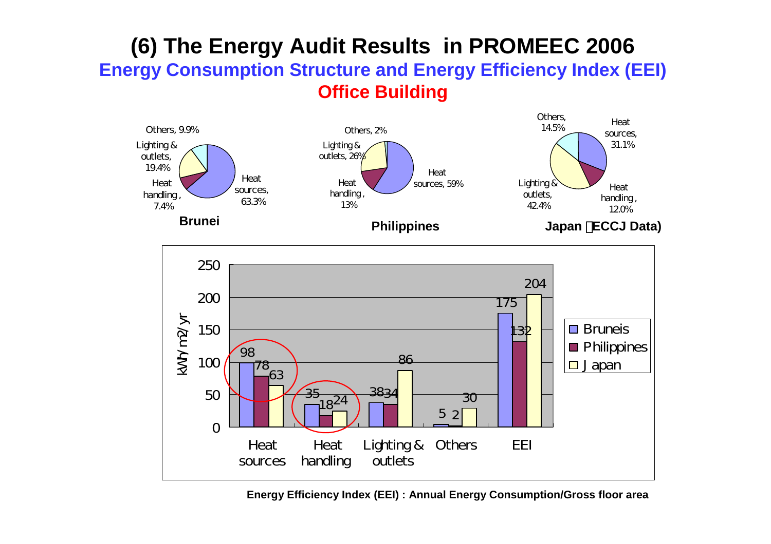# (6) The Energy Audit Results in PROMEEC 2006

## Energy Consumption Structure and Energy Efficiency Index (EEI)

### Office Building

**Brunei**

- Heat sources, 63.3%
- Heat handling, 7.4%
- Lighting & outlets, 19.4%
- Others, 9.9%

**Philippines**

- Heat sources, 59%
- Heat handling, 13%
- Lighting & outlets, 26%
- Others, 2%

**Japan (ECCJ Data)**

- Heat sources, 31.1%
- Heat handling, 12.0%
- Lighting & outlets, 42.4%
- Others, 14.5%

| kWh/m2/yr | Heat sources | Heat handling | Lighting & outlets | Others | EEI |
|---|---|---|---|---|---|
| Bruneis | 98 | 35 | 38 | 5 | 175 |
| Philippines | 78 | 18 | 34 | 2 | 132 |
| Japan | 63 | 24 | 86 | 30 | 204 |

**Energy Efficiency Index (EEI) : Annual Energy Consumption/Gross floor area**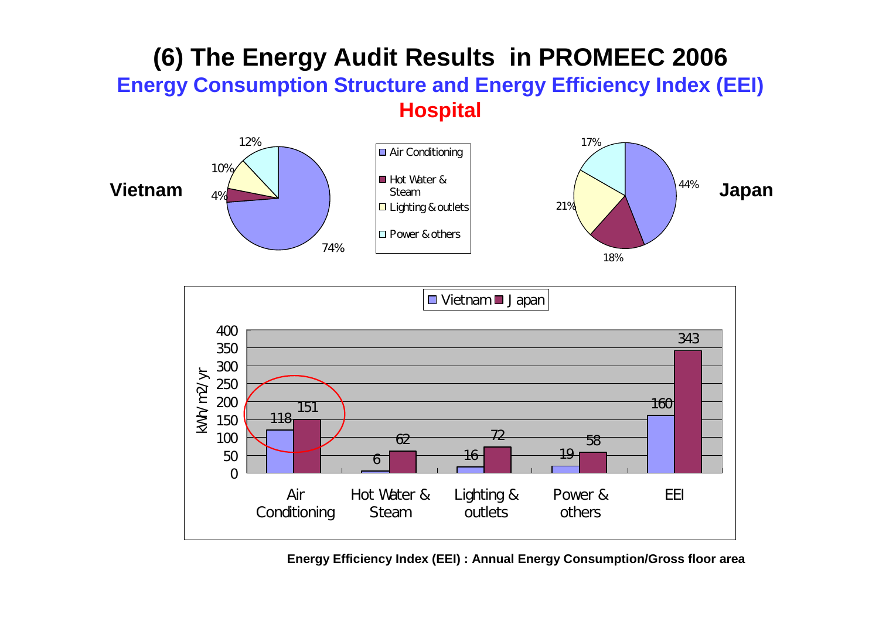# (6) The Energy Audit Results in PROMEEC 2006

## Energy Consumption Structure and Energy Efficiency Index (EEI)

## Hospital

**Vietnam**

| Category | Share |
|---|---|
| Air Conditioning | 74% |
| Hot Water & Steam | 4% |
| Lighting & outlets | 10% |
| Power & others | 12% |

**Japan**

| Category | Share |
|---|---|
| Air Conditioning | 44% |
| Hot Water & Steam | 18% |
| Lighting & outlets | 21% |
| Power & others | 17% |

kWh/m2/yr

| | Vietnam | Japan |
|---|---|---|
| Air Conditioning | 118 | 151 |
| Hot Water & Steam | 6 | 62 |
| Lighting & outlets | 16 | 72 |
| Power & others | 19 | 58 |
| EEI | 160 | 343 |

**Energy Efficiency Index (EEI) : Annual Energy Consumption/Gross floor area**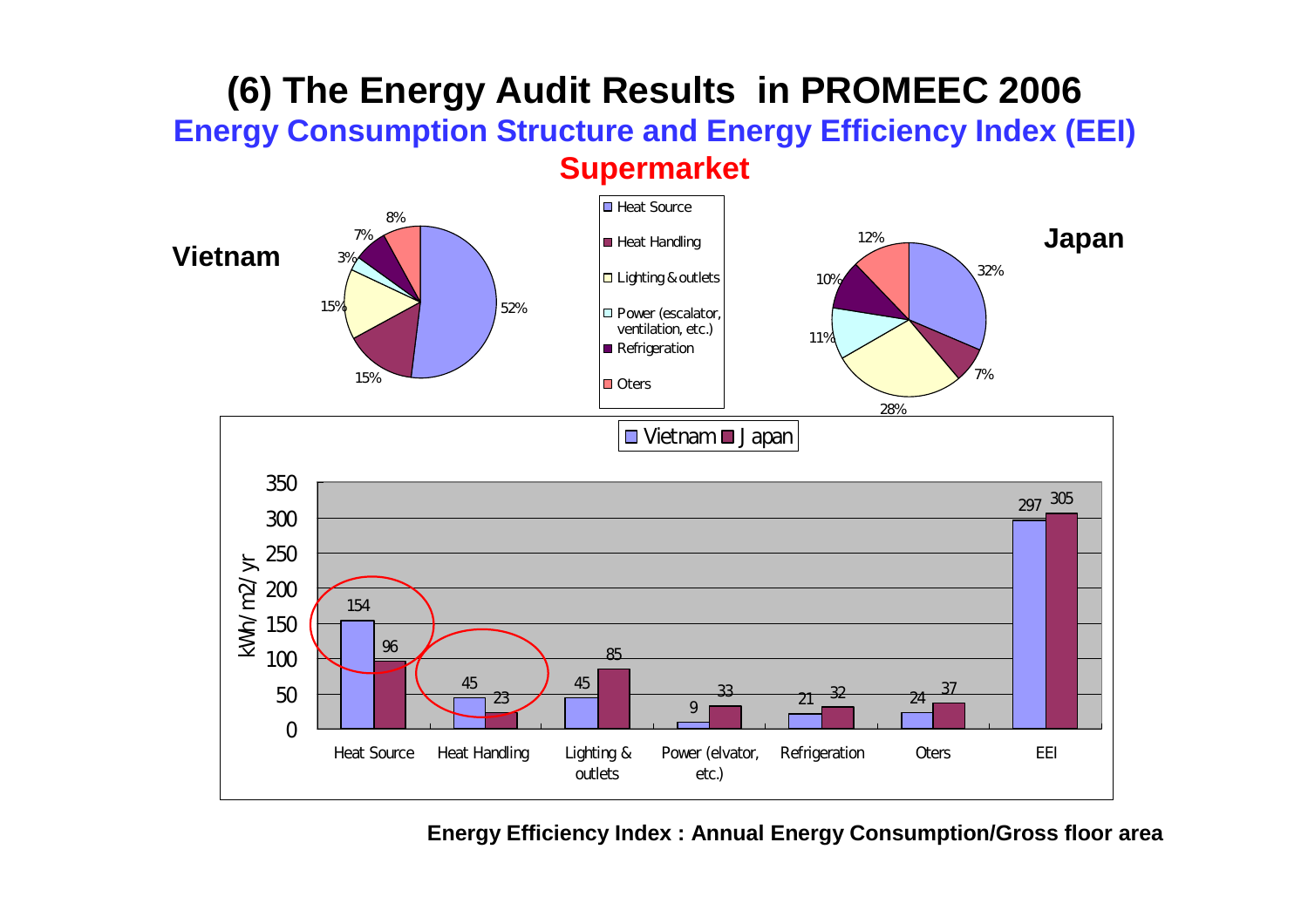# (6) The Energy Audit Results in PROMEEC 2006

## Energy Consumption Structure and Energy Efficiency Index (EEI)

### Supermarket

**Vietnam**

| Category | Share |
|---|---|
| Heat Source | 52% |
| Heat Handling | 15% |
| Lighting & outlets | 15% |
| Power (escalator, ventilation, etc.) | 3% |
| Refrigeration | 7% |
| Oters | 8% |

**Japan**

| Category | Share |
|---|---|
| Heat Source | 32% |
| Heat Handling | 7% |
| Lighting & outlets | 28% |
| Power (escalator, ventilation, etc.) | 11% |
| Refrigeration | 10% |
| Oters | 12% |

kWh/m2/yr

| | Vietnam | Japan |
|---|---|---|
| Heat Source | 154 | 96 |
| Heat Handling | 45 | 23 |
| Lighting & outlets | 45 | 85 |
| Power (elvator, etc.) | 9 | 33 |
| Refrigeration | 21 | 32 |
| Oters | 24 | 37 |
| EEI | 297 | 305 |

**Energy Efficiency Index : Annual Energy Consumption/Gross floor area**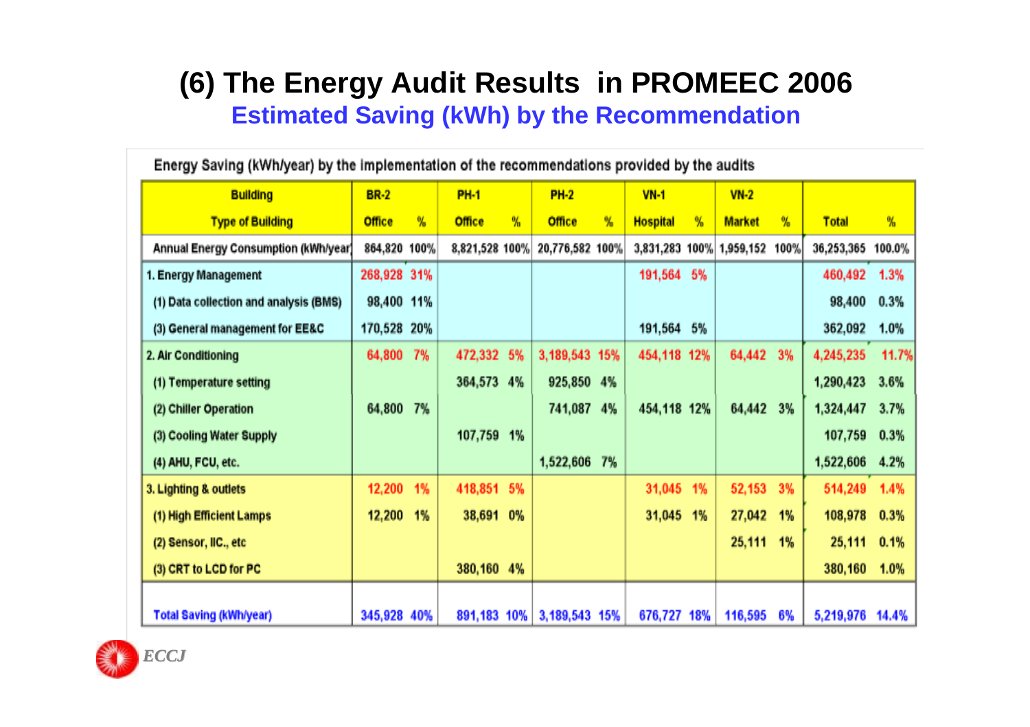# (6) The Energy Audit Results in PROMEEC 2006

## Estimated Saving (kWh) by the Recommendation

Energy Saving (kWh/year) by the implementation of the recommendations provided by the audits

| Building | BR-2 | | PH-1 | | PH-2 | | VN-1 | | VN-2 | | | |
|---|---|---|---|---|---|---|---|---|---|---|---|---|
| Type of Building | Office | % | Office | % | Office | % | Hospital | % | Market | % | Total | % |
| Annual Energy Consumption (kWh/year) | 864,820 | 100% | 8,821,528 | 100% | 20,776,582 | 100% | 3,831,283 | 100% | 1,959,152 | 100% | 36,253,365 | 100.0% |
| 1. Energy Management | 268,928 | 31% | | | | | 191,564 | 5% | | | 460,492 | 1.3% |
| (1) Data collection and analysis (BMS) | 98,400 | 11% | | | | | | | | | 98,400 | 0.3% |
| (3) General management for EE&C | 170,528 | 20% | | | | | 191,564 | 5% | | | 362,092 | 1.0% |
| 2. Air Conditioning | 64,800 | 7% | 472,332 | 5% | 3,189,543 | 15% | 454,118 | 12% | 64,442 | 3% | 4,245,235 | 11.7% |
| (1) Temperature setting | | | 364,573 | 4% | 925,850 | 4% | | | | | 1,290,423 | 3.6% |
| (2) Chiller Operation | 64,800 | 7% | | | 741,087 | 4% | 454,118 | 12% | 64,442 | 3% | 1,324,447 | 3.7% |
| (3) Cooling Water Supply | | | 107,759 | 1% | | | | | | | 107,759 | 0.3% |
| (4) AHU, FCU, etc. | | | | | 1,522,606 | 7% | | | | | 1,522,606 | 4.2% |
| 3. Lighting & outlets | 12,200 | 1% | 418,851 | 5% | | | 31,045 | 1% | 52,153 | 3% | 514,249 | 1.4% |
| (1) High Efficient Lamps | 12,200 | 1% | 38,691 | 0% | | | 31,045 | 1% | 27,042 | 1% | 108,978 | 0.3% |
| (2) Sensor, IIC., etc | | | | | | | | | 25,111 | 1% | 25,111 | 0.1% |
| (3) CRT to LCD for PC | | | 380,160 | 4% | | | | | | | 380,160 | 1.0% |
| Total Saving (kWh/year) | 345,928 | 40% | 891,183 | 10% | 3,189,543 | 15% | 676,727 | 18% | 116,595 | 6% | 5,219,976 | 14.4% |

ECCJ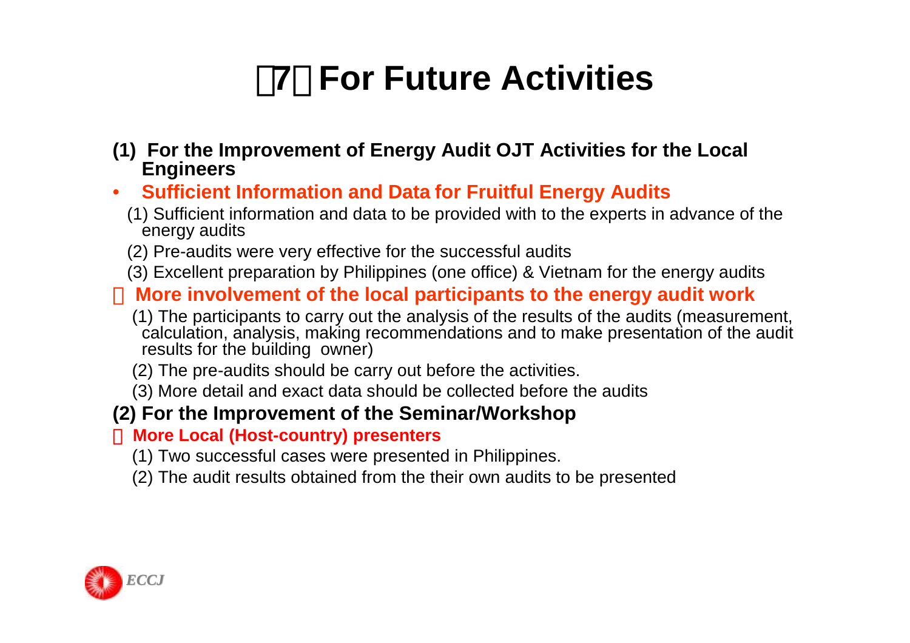# （7）For Future Activities

**(1) For the Improvement of Energy Audit OJT Activities for the Local Engineers**

- **Sufficient Information and Data for Fruitful Energy Audits**

  (1) Sufficient information and data to be provided with to the experts in advance of the energy audits

  (2) Pre-audits were very effective for the successful audits

  (3) Excellent preparation by Philippines (one office) & Vietnam for the energy audits

- **More involvement of the local participants to the energy audit work**

  (1) The participants to carry out the analysis of the results of the audits (measurement, calculation, analysis, making recommendations and to make presentation of the audit results for the building owner)

  (2) The pre-audits should be carry out before the activities.

  (3) More detail and exact data should be collected before the audits

**(2) For the Improvement of the Seminar/Workshop**

- **More Local (Host-country) presenters**

  (1) Two successful cases were presented in Philippines.

  (2) The audit results obtained from the their own audits to be presented

*ECCJ*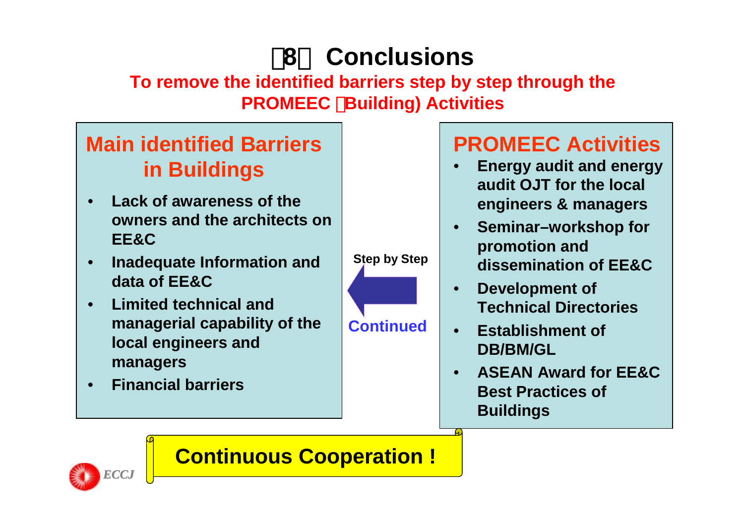# （8） Conclusions

**To remove the identified barriers step by step through the PROMEEC （Building) Activities**

## Main identified Barriers in Buildings

- **Lack of awareness of the owners and the architects on EE&C**
- **Inadequate Information and data of EE&C**
- **Limited technical and managerial capability of the local engineers and managers**
- **Financial barriers**

**Step by Step**

**Continued**

## PROMEEC Activities

- **Energy audit and energy audit OJT for the local engineers & managers**
- **Seminar–workshop for promotion and dissemination of EE&C**
- **Development of Technical Directories**
- **Establishment of DB/BM/GL**
- **ASEAN Award for EE&C Best Practices of Buildings**

**Continuous Cooperation !**

*ECCJ*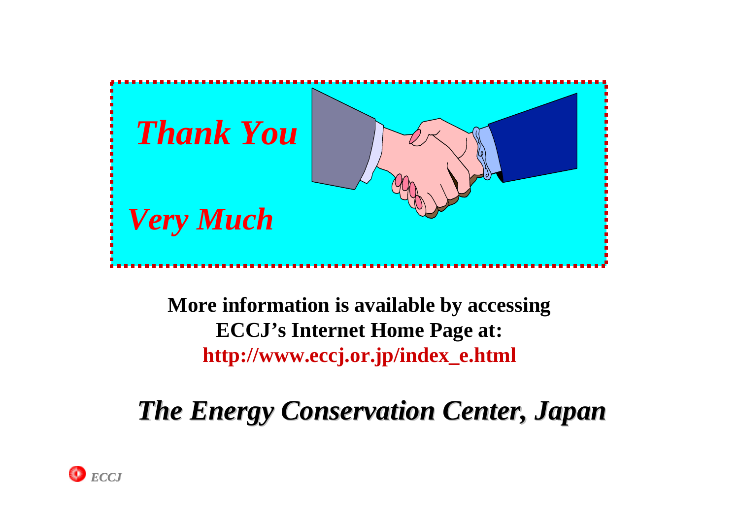*Thank You*

*Very Much*

**More information is available by accessing ECCJ's Internet Home Page at:**
**http://www.eccj.or.jp/index_e.html**

## *The Energy Conservation Center, Japan*